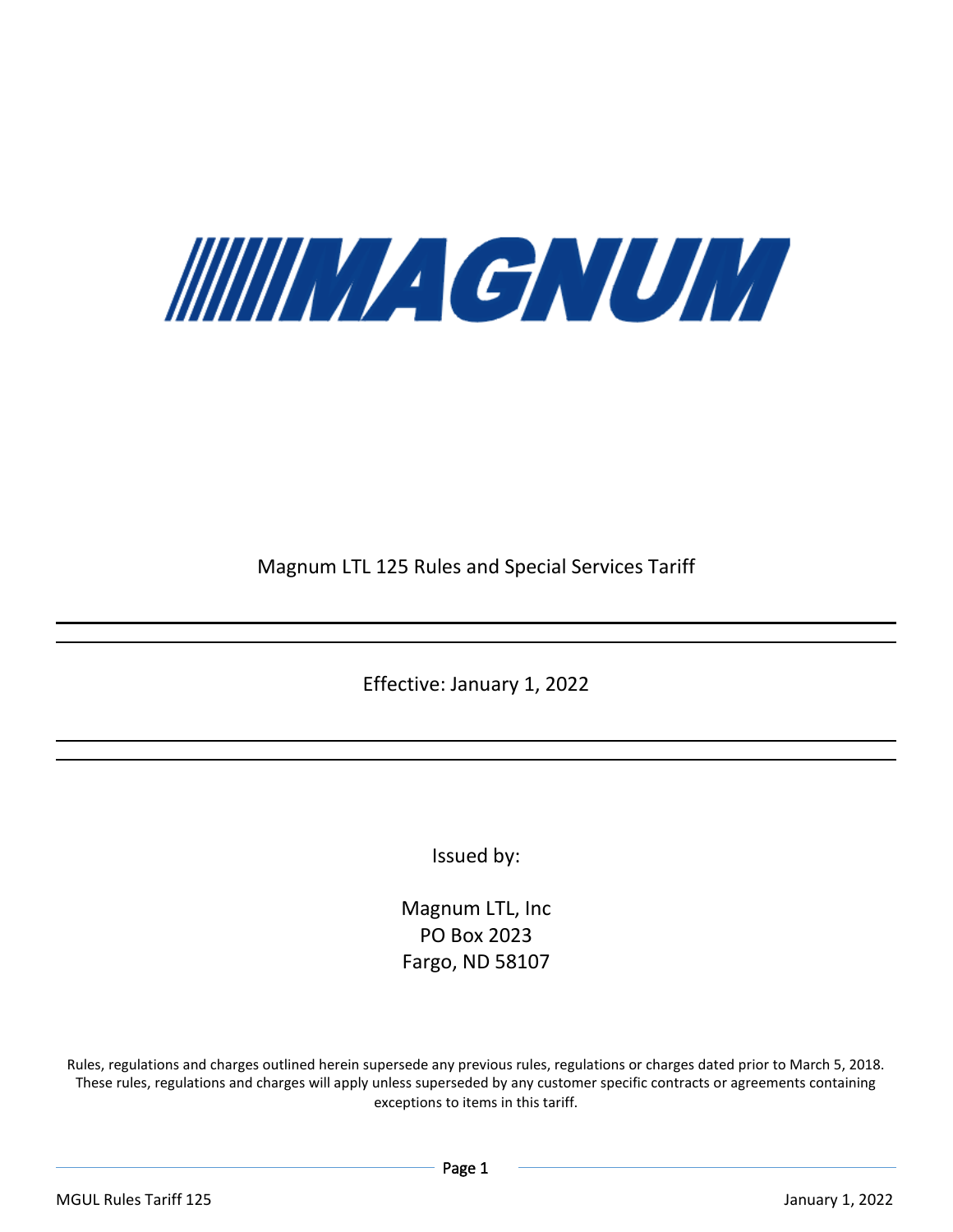# MAGNUM

Magnum LTL 125 Rules and Special Services Tariff

---

Effective: January 1, 2022

---

Issued by:

Magnum LTL, Inc
PO Box 2023
Fargo, ND 58107

Rules, regulations and charges outlined herein supersede any previous rules, regulations or charges dated prior to March 5, 2018. These rules, regulations and charges will apply unless superseded by any customer specific contracts or agreements containing exceptions to items in this tariff.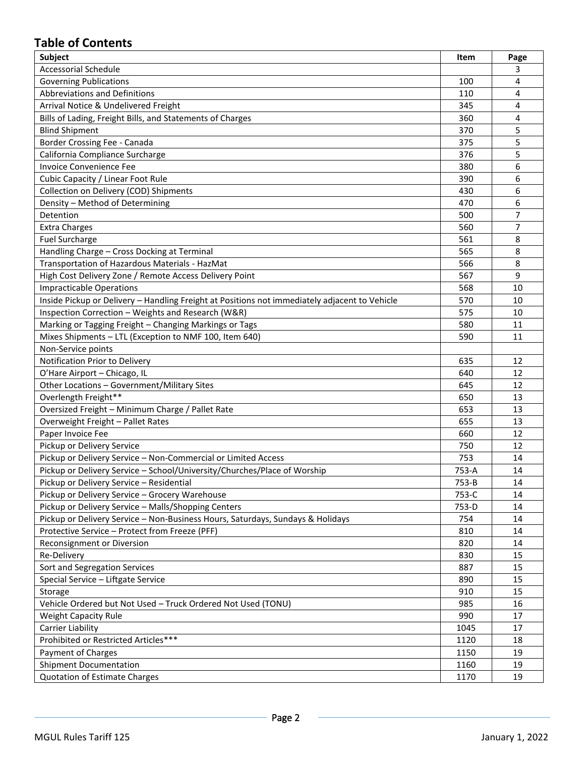## Table of Contents

| Subject | Item | Page |
|---|---|---|
| Accessorial Schedule | | 3 |
| Governing Publications | 100 | 4 |
| Abbreviations and Definitions | 110 | 4 |
| Arrival Notice & Undelivered Freight | 345 | 4 |
| Bills of Lading, Freight Bills, and Statements of Charges | 360 | 4 |
| Blind Shipment | 370 | 5 |
| Border Crossing Fee - Canada | 375 | 5 |
| California Compliance Surcharge | 376 | 5 |
| Invoice Convenience Fee | 380 | 6 |
| Cubic Capacity / Linear Foot Rule | 390 | 6 |
| Collection on Delivery (COD) Shipments | 430 | 6 |
| Density – Method of Determining | 470 | 6 |
| Detention | 500 | 7 |
| Extra Charges | 560 | 7 |
| Fuel Surcharge | 561 | 8 |
| Handling Charge – Cross Docking at Terminal | 565 | 8 |
| Transportation of Hazardous Materials - HazMat | 566 | 8 |
| High Cost Delivery Zone / Remote Access Delivery Point | 567 | 9 |
| Impracticable Operations | 568 | 10 |
| Inside Pickup or Delivery – Handling Freight at Positions not immediately adjacent to Vehicle | 570 | 10 |
| Inspection Correction – Weights and Research (W&R) | 575 | 10 |
| Marking or Tagging Freight – Changing Markings or Tags | 580 | 11 |
| Mixes Shipments – LTL (Exception to NMF 100, Item 640) | 590 | 11 |
| Non-Service points | | |
| Notification Prior to Delivery | 635 | 12 |
| O'Hare Airport – Chicago, IL | 640 | 12 |
| Other Locations – Government/Military Sites | 645 | 12 |
| Overlength Freight** | 650 | 13 |
| Oversized Freight – Minimum Charge / Pallet Rate | 653 | 13 |
| Overweight Freight – Pallet Rates | 655 | 13 |
| Paper Invoice Fee | 660 | 12 |
| Pickup or Delivery Service | 750 | 12 |
| Pickup or Delivery Service – Non-Commercial or Limited Access | 753 | 14 |
| Pickup or Delivery Service – School/University/Churches/Place of Worship | 753-A | 14 |
| Pickup or Delivery Service – Residential | 753-B | 14 |
| Pickup or Delivery Service – Grocery Warehouse | 753-C | 14 |
| Pickup or Delivery Service – Malls/Shopping Centers | 753-D | 14 |
| Pickup or Delivery Service – Non-Business Hours, Saturdays, Sundays & Holidays | 754 | 14 |
| Protective Service – Protect from Freeze (PFF) | 810 | 14 |
| Reconsignment or Diversion | 820 | 14 |
| Re-Delivery | 830 | 15 |
| Sort and Segregation Services | 887 | 15 |
| Special Service – Liftgate Service | 890 | 15 |
| Storage | 910 | 15 |
| Vehicle Ordered but Not Used – Truck Ordered Not Used (TONU) | 985 | 16 |
| Weight Capacity Rule | 990 | 17 |
| Carrier Liability | 1045 | 17 |
| Prohibited or Restricted Articles*** | 1120 | 18 |
| Payment of Charges | 1150 | 19 |
| Shipment Documentation | 1160 | 19 |
| Quotation of Estimate Charges | 1170 | 19 |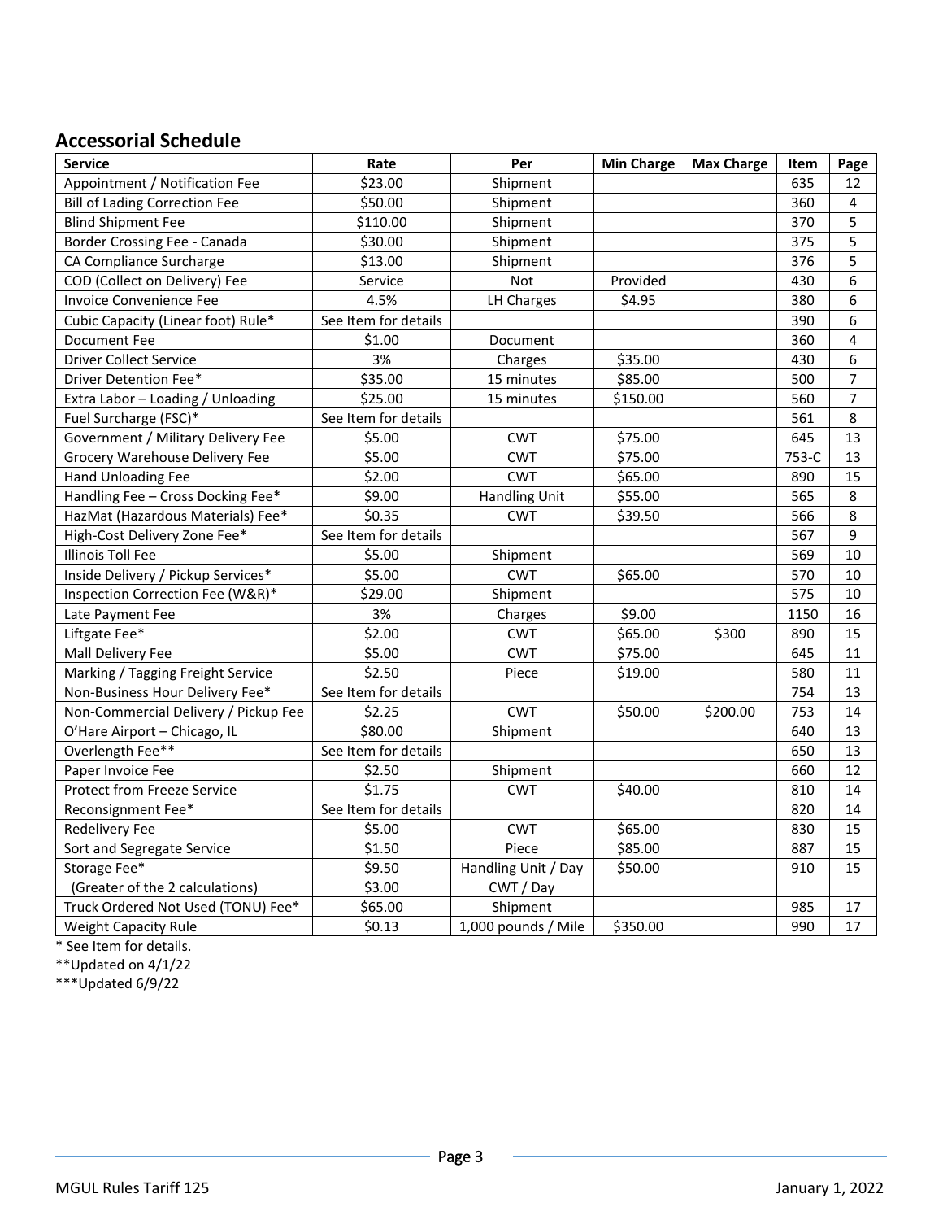## Accessorial Schedule

| Service | Rate | Per | Min Charge | Max Charge | Item | Page |
|---|---|---|---|---|---|---|
| Appointment / Notification Fee | $23.00 | Shipment | | | 635 | 12 |
| Bill of Lading Correction Fee | $50.00 | Shipment | | | 360 | 4 |
| Blind Shipment Fee | $110.00 | Shipment | | | 370 | 5 |
| Border Crossing Fee - Canada | $30.00 | Shipment | | | 375 | 5 |
| CA Compliance Surcharge | $13.00 | Shipment | | | 376 | 5 |
| COD (Collect on Delivery) Fee | Service | Not | Provided | | 430 | 6 |
| Invoice Convenience Fee | 4.5% | LH Charges | $4.95 | | 380 | 6 |
| Cubic Capacity (Linear foot) Rule* | See Item for details | | | | 390 | 6 |
| Document Fee | $1.00 | Document | | | 360 | 4 |
| Driver Collect Service | 3% | Charges | $35.00 | | 430 | 6 |
| Driver Detention Fee* | $35.00 | 15 minutes | $85.00 | | 500 | 7 |
| Extra Labor – Loading / Unloading | $25.00 | 15 minutes | $150.00 | | 560 | 7 |
| Fuel Surcharge (FSC)* | See Item for details | | | | 561 | 8 |
| Government / Military Delivery Fee | $5.00 | CWT | $75.00 | | 645 | 13 |
| Grocery Warehouse Delivery Fee | $5.00 | CWT | $75.00 | | 753-C | 13 |
| Hand Unloading Fee | $2.00 | CWT | $65.00 | | 890 | 15 |
| Handling Fee – Cross Docking Fee* | $9.00 | Handling Unit | $55.00 | | 565 | 8 |
| HazMat (Hazardous Materials) Fee* | $0.35 | CWT | $39.50 | | 566 | 8 |
| High-Cost Delivery Zone Fee* | See Item for details | | | | 567 | 9 |
| Illinois Toll Fee | $5.00 | Shipment | | | 569 | 10 |
| Inside Delivery / Pickup Services* | $5.00 | CWT | $65.00 | | 570 | 10 |
| Inspection Correction Fee (W&R)* | $29.00 | Shipment | | | 575 | 10 |
| Late Payment Fee | 3% | Charges | $9.00 | | 1150 | 16 |
| Liftgate Fee* | $2.00 | CWT | $65.00 | $300 | 890 | 15 |
| Mall Delivery Fee | $5.00 | CWT | $75.00 | | 645 | 11 |
| Marking / Tagging Freight Service | $2.50 | Piece | $19.00 | | 580 | 11 |
| Non-Business Hour Delivery Fee* | See Item for details | | | | 754 | 13 |
| Non-Commercial Delivery / Pickup Fee | $2.25 | CWT | $50.00 | $200.00 | 753 | 14 |
| O'Hare Airport – Chicago, IL | $80.00 | Shipment | | | 640 | 13 |
| Overlength Fee** | See Item for details | | | | 650 | 13 |
| Paper Invoice Fee | $2.50 | Shipment | | | 660 | 12 |
| Protect from Freeze Service | $1.75 | CWT | $40.00 | | 810 | 14 |
| Reconsignment Fee* | See Item for details | | | | 820 | 14 |
| Redelivery Fee | $5.00 | CWT | $65.00 | | 830 | 15 |
| Sort and Segregate Service | $1.50 | Piece | $85.00 | | 887 | 15 |
| Storage Fee* (Greater of the 2 calculations) | $9.50<br>$3.00 | Handling Unit / Day<br>CWT / Day | $50.00 | | 910 | 15 |
| Truck Ordered Not Used (TONU) Fee* | $65.00 | Shipment | | | 985 | 17 |
| Weight Capacity Rule | $0.13 | 1,000 pounds / Mile | $350.00 | | 990 | 17 |

\* See Item for details.

**Updated on 4/1/22

***Updated 6/9/22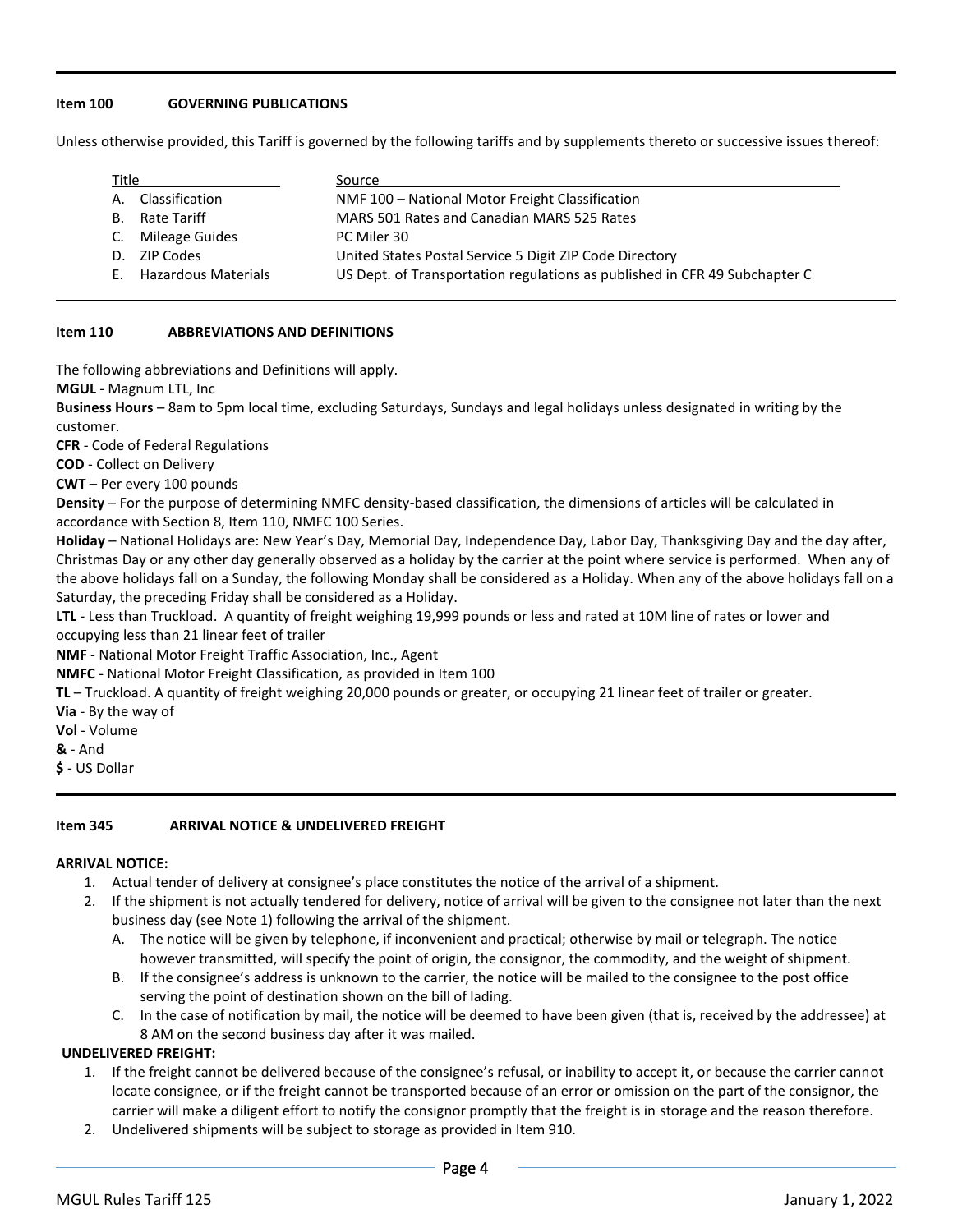## Item 100 GOVERNING PUBLICATIONS

Unless otherwise provided, this Tariff is governed by the following tariffs and by supplements thereto or successive issues thereof:

| Title | Source |
|---|---|
| A. Classification | NMF 100 – National Motor Freight Classification |
| B. Rate Tariff | MARS 501 Rates and Canadian MARS 525 Rates |
| C. Mileage Guides | PC Miler 30 |
| D. ZIP Codes | United States Postal Service 5 Digit ZIP Code Directory |
| E. Hazardous Materials | US Dept. of Transportation regulations as published in CFR 49 Subchapter C |

## Item 110 ABBREVIATIONS AND DEFINITIONS

The following abbreviations and Definitions will apply.

**MGUL** - Magnum LTL, Inc

**Business Hours** – 8am to 5pm local time, excluding Saturdays, Sundays and legal holidays unless designated in writing by the customer.

**CFR** - Code of Federal Regulations

**COD** - Collect on Delivery

**CWT** – Per every 100 pounds

**Density** – For the purpose of determining NMFC density-based classification, the dimensions of articles will be calculated in accordance with Section 8, Item 110, NMFC 100 Series.

**Holiday** – National Holidays are: New Year's Day, Memorial Day, Independence Day, Labor Day, Thanksgiving Day and the day after, Christmas Day or any other day generally observed as a holiday by the carrier at the point where service is performed. When any of the above holidays fall on a Sunday, the following Monday shall be considered as a Holiday. When any of the above holidays fall on a Saturday, the preceding Friday shall be considered as a Holiday.

**LTL** - Less than Truckload. A quantity of freight weighing 19,999 pounds or less and rated at 10M line of rates or lower and occupying less than 21 linear feet of trailer

**NMF** - National Motor Freight Traffic Association, Inc., Agent

**NMFC** - National Motor Freight Classification, as provided in Item 100

**TL** – Truckload. A quantity of freight weighing 20,000 pounds or greater, or occupying 21 linear feet of trailer or greater.

**Via** - By the way of

**Vol** - Volume

**&** - And

**$** - US Dollar

## Item 345 ARRIVAL NOTICE & UNDELIVERED FREIGHT

**ARRIVAL NOTICE:**

1. Actual tender of delivery at consignee's place constitutes the notice of the arrival of a shipment.
2. If the shipment is not actually tendered for delivery, notice of arrival will be given to the consignee not later than the next business day (see Note 1) following the arrival of the shipment.
   A. The notice will be given by telephone, if inconvenient and practical; otherwise by mail or telegraph. The notice however transmitted, will specify the point of origin, the consignor, the commodity, and the weight of shipment.
   B. If the consignee's address is unknown to the carrier, the notice will be mailed to the consignee to the post office serving the point of destination shown on the bill of lading.
   C. In the case of notification by mail, the notice will be deemed to have been given (that is, received by the addressee) at 8 AM on the second business day after it was mailed.

**UNDELIVERED FREIGHT:**

1. If the freight cannot be delivered because of the consignee's refusal, or inability to accept it, or because the carrier cannot locate consignee, or if the freight cannot be transported because of an error or omission on the part of the consignor, the carrier will make a diligent effort to notify the consignor promptly that the freight is in storage and the reason therefore.
2. Undelivered shipments will be subject to storage as provided in Item 910.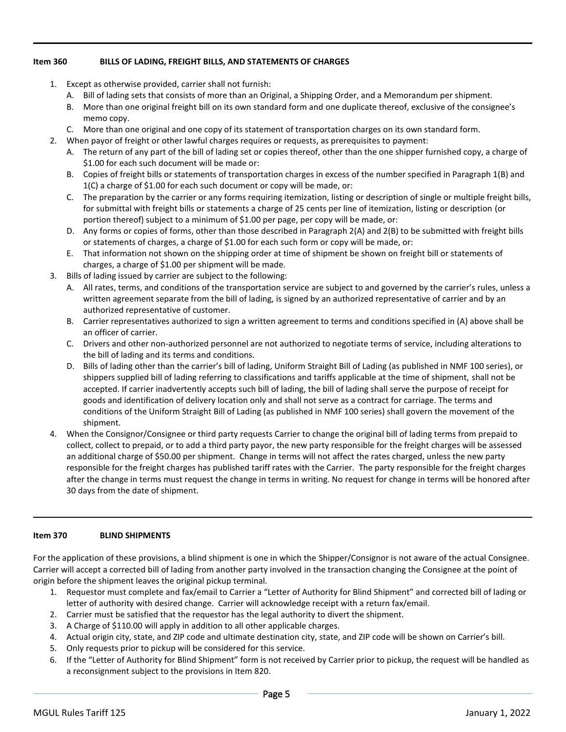## Item 360 BILLS OF LADING, FREIGHT BILLS, AND STATEMENTS OF CHARGES

1. Except as otherwise provided, carrier shall not furnish:
   A. Bill of lading sets that consists of more than an Original, a Shipping Order, and a Memorandum per shipment.
   B. More than one original freight bill on its own standard form and one duplicate thereof, exclusive of the consignee's memo copy.
   C. More than one original and one copy of its statement of transportation charges on its own standard form.
2. When payor of freight or other lawful charges requires or requests, as prerequisites to payment:
   A. The return of any part of the bill of lading set or copies thereof, other than the one shipper furnished copy, a charge of $1.00 for each such document will be made or:
   B. Copies of freight bills or statements of transportation charges in excess of the number specified in Paragraph 1(B) and 1(C) a charge of $1.00 for each such document or copy will be made, or:
   C. The preparation by the carrier or any forms requiring itemization, listing or description of single or multiple freight bills, for submittal with freight bills or statements a charge of 25 cents per line of itemization, listing or description (or portion thereof) subject to a minimum of $1.00 per page, per copy will be made, or:
   D. Any forms or copies of forms, other than those described in Paragraph 2(A) and 2(B) to be submitted with freight bills or statements of charges, a charge of $1.00 for each such form or copy will be made, or:
   E. That information not shown on the shipping order at time of shipment be shown on freight bill or statements of charges, a charge of $1.00 per shipment will be made.
3. Bills of lading issued by carrier are subject to the following:
   A. All rates, terms, and conditions of the transportation service are subject to and governed by the carrier's rules, unless a written agreement separate from the bill of lading, is signed by an authorized representative of carrier and by an authorized representative of customer.
   B. Carrier representatives authorized to sign a written agreement to terms and conditions specified in (A) above shall be an officer of carrier.
   C. Drivers and other non-authorized personnel are not authorized to negotiate terms of service, including alterations to the bill of lading and its terms and conditions.
   D. Bills of lading other than the carrier's bill of lading, Uniform Straight Bill of Lading (as published in NMF 100 series), or shippers supplied bill of lading referring to classifications and tariffs applicable at the time of shipment, shall not be accepted. If carrier inadvertently accepts such bill of lading, the bill of lading shall serve the purpose of receipt for goods and identification of delivery location only and shall not serve as a contract for carriage. The terms and conditions of the Uniform Straight Bill of Lading (as published in NMF 100 series) shall govern the movement of the shipment.
4. When the Consignor/Consignee or third party requests Carrier to change the original bill of lading terms from prepaid to collect, collect to prepaid, or to add a third party payor, the new party responsible for the freight charges will be assessed an additional charge of $50.00 per shipment. Change in terms will not affect the rates charged, unless the new party responsible for the freight charges has published tariff rates with the Carrier. The party responsible for the freight charges after the change in terms must request the change in terms in writing. No request for change in terms will be honored after 30 days from the date of shipment.

## Item 370 BLIND SHIPMENTS

For the application of these provisions, a blind shipment is one in which the Shipper/Consignor is not aware of the actual Consignee. Carrier will accept a corrected bill of lading from another party involved in the transaction changing the Consignee at the point of origin before the shipment leaves the original pickup terminal.

1. Requestor must complete and fax/email to Carrier a "Letter of Authority for Blind Shipment" and corrected bill of lading or letter of authority with desired change. Carrier will acknowledge receipt with a return fax/email.
2. Carrier must be satisfied that the requestor has the legal authority to divert the shipment.
3. A Charge of $110.00 will apply in addition to all other applicable charges.
4. Actual origin city, state, and ZIP code and ultimate destination city, state, and ZIP code will be shown on Carrier's bill.
5. Only requests prior to pickup will be considered for this service.
6. If the "Letter of Authority for Blind Shipment" form is not received by Carrier prior to pickup, the request will be handled as a reconsignment subject to the provisions in Item 820.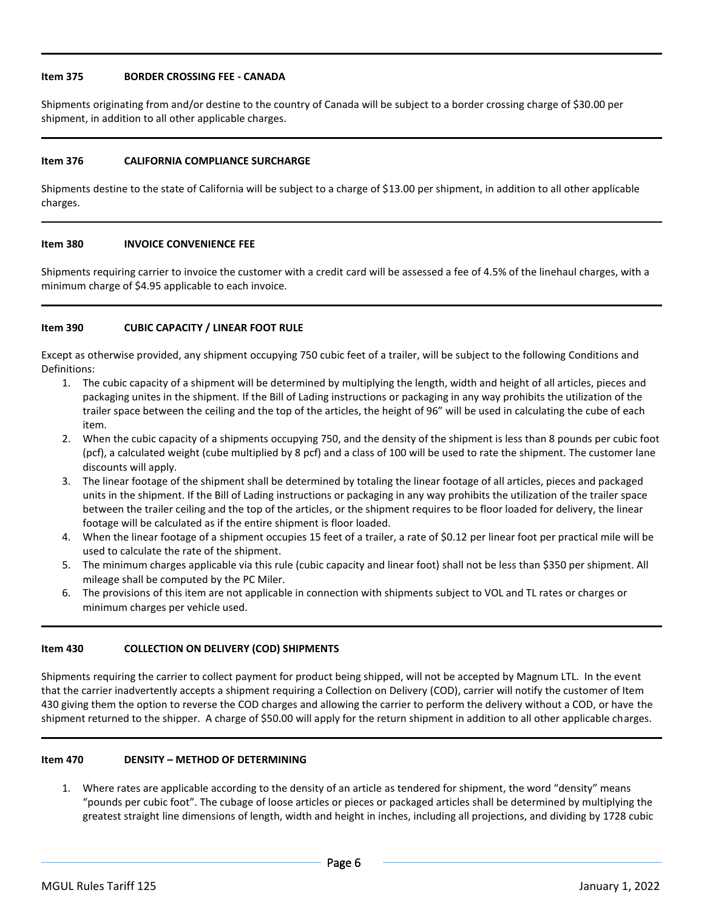**Item 375 BORDER CROSSING FEE - CANADA**

Shipments originating from and/or destine to the country of Canada will be subject to a border crossing charge of $30.00 per shipment, in addition to all other applicable charges.

---

**Item 376 CALIFORNIA COMPLIANCE SURCHARGE**

Shipments destine to the state of California will be subject to a charge of $13.00 per shipment, in addition to all other applicable charges.

---

**Item 380 INVOICE CONVENIENCE FEE**

Shipments requiring carrier to invoice the customer with a credit card will be assessed a fee of 4.5% of the linehaul charges, with a minimum charge of $4.95 applicable to each invoice.

---

**Item 390 CUBIC CAPACITY / LINEAR FOOT RULE**

Except as otherwise provided, any shipment occupying 750 cubic feet of a trailer, will be subject to the following Conditions and Definitions:

1. The cubic capacity of a shipment will be determined by multiplying the length, width and height of all articles, pieces and packaging unites in the shipment. If the Bill of Lading instructions or packaging in any way prohibits the utilization of the trailer space between the ceiling and the top of the articles, the height of 96" will be used in calculating the cube of each item.
2. When the cubic capacity of a shipments occupying 750, and the density of the shipment is less than 8 pounds per cubic foot (pcf), a calculated weight (cube multiplied by 8 pcf) and a class of 100 will be used to rate the shipment. The customer lane discounts will apply.
3. The linear footage of the shipment shall be determined by totaling the linear footage of all articles, pieces and packaged units in the shipment. If the Bill of Lading instructions or packaging in any way prohibits the utilization of the trailer space between the trailer ceiling and the top of the articles, or the shipment requires to be floor loaded for delivery, the linear footage will be calculated as if the entire shipment is floor loaded.
4. When the linear footage of a shipment occupies 15 feet of a trailer, a rate of $0.12 per linear foot per practical mile will be used to calculate the rate of the shipment.
5. The minimum charges applicable via this rule (cubic capacity and linear foot) shall not be less than $350 per shipment. All mileage shall be computed by the PC Miler.
6. The provisions of this item are not applicable in connection with shipments subject to VOL and TL rates or charges or minimum charges per vehicle used.

---

**Item 430 COLLECTION ON DELIVERY (COD) SHIPMENTS**

Shipments requiring the carrier to collect payment for product being shipped, will not be accepted by Magnum LTL. In the event that the carrier inadvertently accepts a shipment requiring a Collection on Delivery (COD), carrier will notify the customer of Item 430 giving them the option to reverse the COD charges and allowing the carrier to perform the delivery without a COD, or have the shipment returned to the shipper. A charge of $50.00 will apply for the return shipment in addition to all other applicable charges.

---

**Item 470 DENSITY – METHOD OF DETERMINING**

1. Where rates are applicable according to the density of an article as tendered for shipment, the word "density" means "pounds per cubic foot". The cubage of loose articles or pieces or packaged articles shall be determined by multiplying the greatest straight line dimensions of length, width and height in inches, including all projections, and dividing by 1728 cubic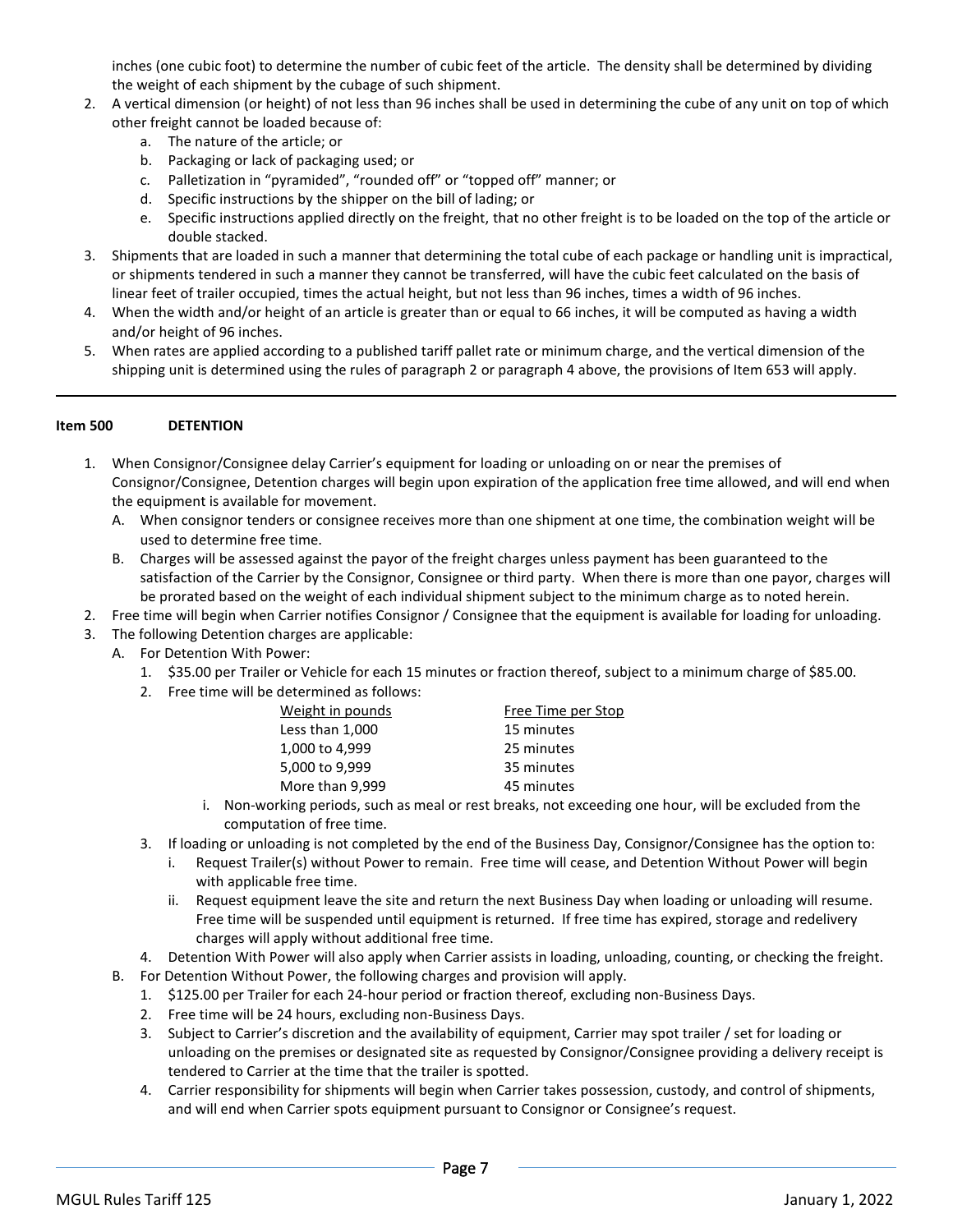inches (one cubic foot) to determine the number of cubic feet of the article. The density shall be determined by dividing the weight of each shipment by the cubage of such shipment.

2. A vertical dimension (or height) of not less than 96 inches shall be used in determining the cube of any unit on top of which other freight cannot be loaded because of:
   a. The nature of the article; or
   b. Packaging or lack of packaging used; or
   c. Palletization in "pyramided", "rounded off" or "topped off" manner; or
   d. Specific instructions by the shipper on the bill of lading; or
   e. Specific instructions applied directly on the freight, that no other freight is to be loaded on the top of the article or double stacked.
3. Shipments that are loaded in such a manner that determining the total cube of each package or handling unit is impractical, or shipments tendered in such a manner they cannot be transferred, will have the cubic feet calculated on the basis of linear feet of trailer occupied, times the actual height, but not less than 96 inches, times a width of 96 inches.
4. When the width and/or height of an article is greater than or equal to 66 inches, it will be computed as having a width and/or height of 96 inches.
5. When rates are applied according to a published tariff pallet rate or minimum charge, and the vertical dimension of the shipping unit is determined using the rules of paragraph 2 or paragraph 4 above, the provisions of Item 653 will apply.

---

**Item 500 DETENTION**

1. When Consignor/Consignee delay Carrier's equipment for loading or unloading on or near the premises of Consignor/Consignee, Detention charges will begin upon expiration of the application free time allowed, and will end when the equipment is available for movement.
   A. When consignor tenders or consignee receives more than one shipment at one time, the combination weight will be used to determine free time.
   B. Charges will be assessed against the payor of the freight charges unless payment has been guaranteed to the satisfaction of the Carrier by the Consignor, Consignee or third party. When there is more than one payor, charges will be prorated based on the weight of each individual shipment subject to the minimum charge as to noted herein.
2. Free time will begin when Carrier notifies Consignor / Consignee that the equipment is available for loading for unloading.
3. The following Detention charges are applicable:
   A. For Detention With Power:
      1. $35.00 per Trailer or Vehicle for each 15 minutes or fraction thereof, subject to a minimum charge of $85.00.
      2. Free time will be determined as follows:

| Weight in pounds | Free Time per Stop |
|---|---|
| Less than 1,000 | 15 minutes |
| 1,000 to 4,999 | 25 minutes |
| 5,000 to 9,999 | 35 minutes |
| More than 9,999 | 45 minutes |

         i. Non-working periods, such as meal or rest breaks, not exceeding one hour, will be excluded from the computation of free time.
      3. If loading or unloading is not completed by the end of the Business Day, Consignor/Consignee has the option to:
         i. Request Trailer(s) without Power to remain. Free time will cease, and Detention Without Power will begin with applicable free time.
         ii. Request equipment leave the site and return the next Business Day when loading or unloading will resume. Free time will be suspended until equipment is returned. If free time has expired, storage and redelivery charges will apply without additional free time.
      4. Detention With Power will also apply when Carrier assists in loading, unloading, counting, or checking the freight.
   B. For Detention Without Power, the following charges and provision will apply.
      1. $125.00 per Trailer for each 24-hour period or fraction thereof, excluding non-Business Days.
      2. Free time will be 24 hours, excluding non-Business Days.
      3. Subject to Carrier's discretion and the availability of equipment, Carrier may spot trailer / set for loading or unloading on the premises or designated site as requested by Consignor/Consignee providing a delivery receipt is tendered to Carrier at the time that the trailer is spotted.
      4. Carrier responsibility for shipments will begin when Carrier takes possession, custody, and control of shipments, and will end when Carrier spots equipment pursuant to Consignor or Consignee's request.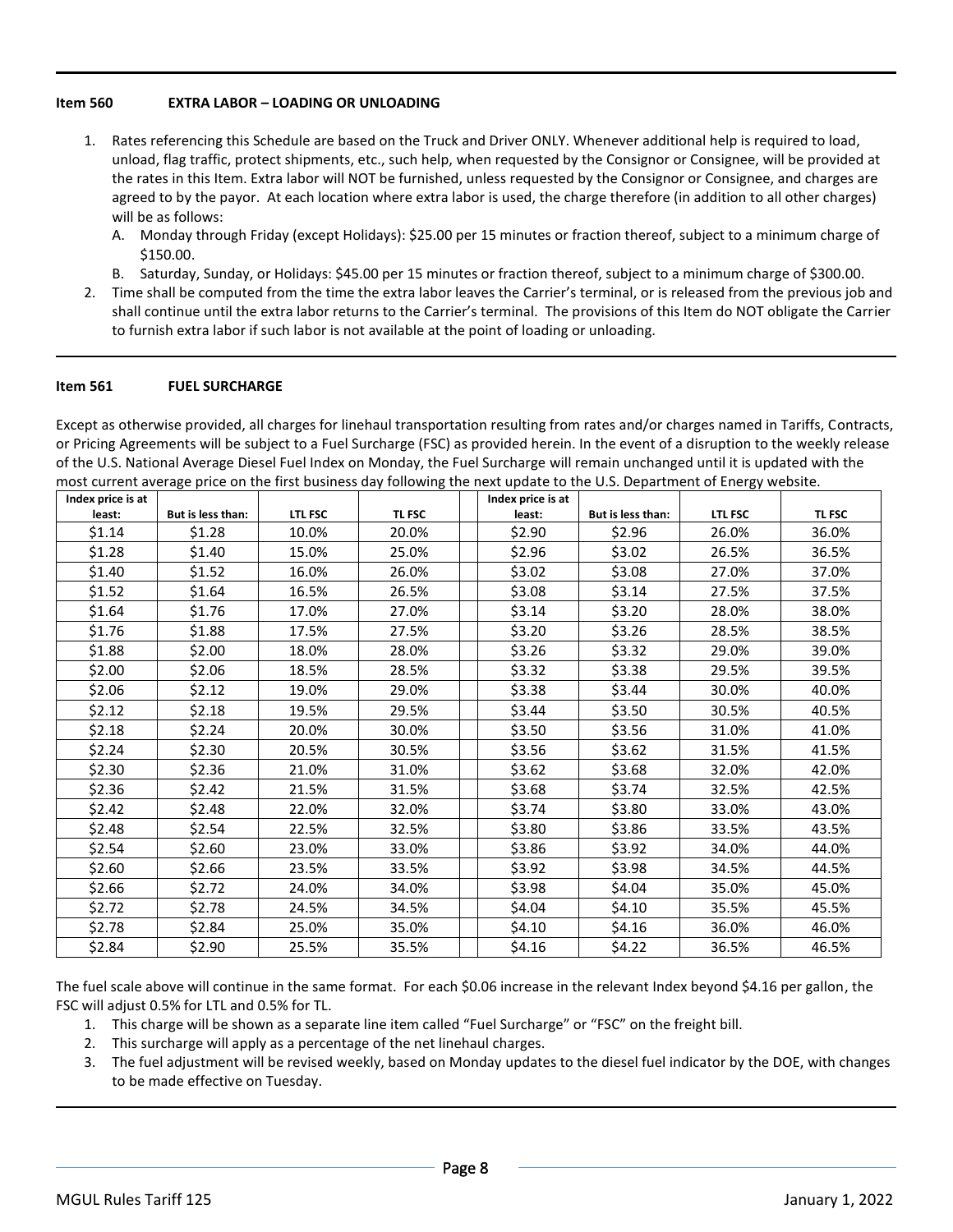## Item 560 EXTRA LABOR – LOADING OR UNLOADING

1. Rates referencing this Schedule are based on the Truck and Driver ONLY. Whenever additional help is required to load, unload, flag traffic, protect shipments, etc., such help, when requested by the Consignor or Consignee, will be provided at the rates in this Item. Extra labor will NOT be furnished, unless requested by the Consignor or Consignee, and charges are agreed to by the payor. At each location where extra labor is used, the charge therefore (in addition to all other charges) will be as follows:
   A. Monday through Friday (except Holidays): $25.00 per 15 minutes or fraction thereof, subject to a minimum charge of $150.00.
   B. Saturday, Sunday, or Holidays: $45.00 per 15 minutes or fraction thereof, subject to a minimum charge of $300.00.
2. Time shall be computed from the time the extra labor leaves the Carrier's terminal, or is released from the previous job and shall continue until the extra labor returns to the Carrier's terminal. The provisions of this Item do NOT obligate the Carrier to furnish extra labor if such labor is not available at the point of loading or unloading.

## Item 561 FUEL SURCHARGE

Except as otherwise provided, all charges for linehaul transportation resulting from rates and/or charges named in Tariffs, Contracts, or Pricing Agreements will be subject to a Fuel Surcharge (FSC) as provided herein. In the event of a disruption to the weekly release of the U.S. National Average Diesel Fuel Index on Monday, the Fuel Surcharge will remain unchanged until it is updated with the most current average price on the first business day following the next update to the U.S. Department of Energy website.

| Index price is at least: | But is less than: | LTL FSC | TL FSC | | Index price is at least: | But is less than: | LTL FSC | TL FSC |
|---|---|---|---|---|---|---|---|---|
| $1.14 | $1.28 | 10.0% | 20.0% | | $2.90 | $2.96 | 26.0% | 36.0% |
| $1.28 | $1.40 | 15.0% | 25.0% | | $2.96 | $3.02 | 26.5% | 36.5% |
| $1.40 | $1.52 | 16.0% | 26.0% | | $3.02 | $3.08 | 27.0% | 37.0% |
| $1.52 | $1.64 | 16.5% | 26.5% | | $3.08 | $3.14 | 27.5% | 37.5% |
| $1.64 | $1.76 | 17.0% | 27.0% | | $3.14 | $3.20 | 28.0% | 38.0% |
| $1.76 | $1.88 | 17.5% | 27.5% | | $3.20 | $3.26 | 28.5% | 38.5% |
| $1.88 | $2.00 | 18.0% | 28.0% | | $3.26 | $3.32 | 29.0% | 39.0% |
| $2.00 | $2.06 | 18.5% | 28.5% | | $3.32 | $3.38 | 29.5% | 39.5% |
| $2.06 | $2.12 | 19.0% | 29.0% | | $3.38 | $3.44 | 30.0% | 40.0% |
| $2.12 | $2.18 | 19.5% | 29.5% | | $3.44 | $3.50 | 30.5% | 40.5% |
| $2.18 | $2.24 | 20.0% | 30.0% | | $3.50 | $3.56 | 31.0% | 41.0% |
| $2.24 | $2.30 | 20.5% | 30.5% | | $3.56 | $3.62 | 31.5% | 41.5% |
| $2.30 | $2.36 | 21.0% | 31.0% | | $3.62 | $3.68 | 32.0% | 42.0% |
| $2.36 | $2.42 | 21.5% | 31.5% | | $3.68 | $3.74 | 32.5% | 42.5% |
| $2.42 | $2.48 | 22.0% | 32.0% | | $3.74 | $3.80 | 33.0% | 43.0% |
| $2.48 | $2.54 | 22.5% | 32.5% | | $3.80 | $3.86 | 33.5% | 43.5% |
| $2.54 | $2.60 | 23.0% | 33.0% | | $3.86 | $3.92 | 34.0% | 44.0% |
| $2.60 | $2.66 | 23.5% | 33.5% | | $3.92 | $3.98 | 34.5% | 44.5% |
| $2.66 | $2.72 | 24.0% | 34.0% | | $3.98 | $4.04 | 35.0% | 45.0% |
| $2.72 | $2.78 | 24.5% | 34.5% | | $4.04 | $4.10 | 35.5% | 45.5% |
| $2.78 | $2.84 | 25.0% | 35.0% | | $4.10 | $4.16 | 36.0% | 46.0% |
| $2.84 | $2.90 | 25.5% | 35.5% | | $4.16 | $4.22 | 36.5% | 46.5% |

The fuel scale above will continue in the same format. For each $0.06 increase in the relevant Index beyond $4.16 per gallon, the FSC will adjust 0.5% for LTL and 0.5% for TL.

1. This charge will be shown as a separate line item called "Fuel Surcharge" or "FSC" on the freight bill.
2. This surcharge will apply as a percentage of the net linehaul charges.
3. The fuel adjustment will be revised weekly, based on Monday updates to the diesel fuel indicator by the DOE, with changes to be made effective on Tuesday.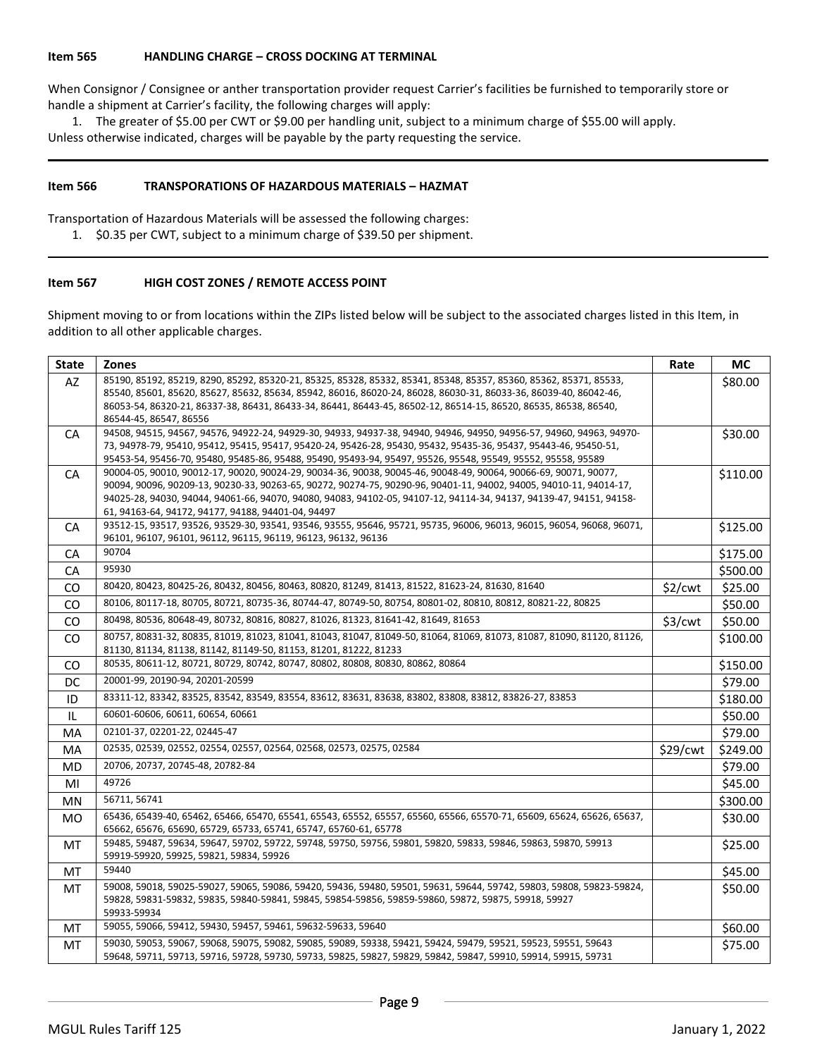**Item 565 HANDLING CHARGE – CROSS DOCKING AT TERMINAL**

When Consignor / Consignee or anther transportation provider request Carrier's facilities be furnished to temporarily store or handle a shipment at Carrier's facility, the following charges will apply:

1. The greater of $5.00 per CWT or $9.00 per handling unit, subject to a minimum charge of $55.00 will apply.

Unless otherwise indicated, charges will be payable by the party requesting the service.

---

**Item 566 TRANSPORATIONS OF HAZARDOUS MATERIALS – HAZMAT**

Transportation of Hazardous Materials will be assessed the following charges:

1. $0.35 per CWT, subject to a minimum charge of $39.50 per shipment.

---

**Item 567 HIGH COST ZONES / REMOTE ACCESS POINT**

Shipment moving to or from locations within the ZIPs listed below will be subject to the associated charges listed in this Item, in addition to all other applicable charges.

| State | Zones | Rate | MC |
|---|---|---|---|
| AZ | 85190, 85192, 85219, 8290, 85292, 85320-21, 85325, 85328, 85332, 85341, 85348, 85357, 85360, 85362, 85371, 85533, 85540, 85601, 85620, 85627, 85632, 85634, 85942, 86016, 86020-24, 86028, 86030-31, 86033-36, 86039-40, 86042-46, 86053-54, 86320-21, 86337-38, 86431, 86433-34, 86441, 86443-45, 86502-12, 86514-15, 86520, 86535, 86538, 86540, 86544-45, 86547, 86556 | | $80.00 |
| CA | 94508, 94515, 94567, 94576, 94922-24, 94929-30, 94933, 94937-38, 94940, 94946, 94950, 94956-57, 94960, 94963, 94970-73, 94978-79, 95410, 95412, 95415, 95417, 95420-24, 95426-28, 95430, 95432, 95435-36, 95437, 95443-46, 95450-51, 95453-54, 95456-70, 95480, 95485-86, 95488, 95490, 95493-94, 95497, 95526, 95548, 95549, 95552, 95558, 95589 | | $30.00 |
| CA | 90004-05, 90010, 90012-17, 90020, 90024-29, 90034-36, 90038, 90045-46, 90048-49, 90064, 90066-69, 90071, 90077, 90094, 90096, 90209-13, 90230-33, 90263-65, 90272, 90274-75, 90290-96, 90401-11, 94002, 94005, 94010-11, 94014-17, 94025-28, 94030, 94044, 94061-66, 94070, 94080, 94083, 94102-05, 94107-12, 94114-34, 94137, 94139-47, 94151, 94158-61, 94163-64, 94172, 94177, 94188, 94401-04, 94497 | | $110.00 |
| CA | 93512-15, 93517, 93526, 93529-30, 93541, 93546, 93555, 95646, 95721, 95735, 96006, 96013, 96015, 96054, 96068, 96071, 96101, 96107, 96101, 96112, 96115, 96119, 96123, 96132, 96136 | | $125.00 |
| CA | 90704 | | $175.00 |
| CA | 95930 | | $500.00 |
| CO | 80420, 80423, 80425-26, 80432, 80456, 80463, 80820, 81249, 81413, 81522, 81623-24, 81630, 81640 | $2/cwt | $25.00 |
| CO | 80106, 80117-18, 80705, 80721, 80735-36, 80744-47, 80749-50, 80754, 80801-02, 80810, 80812, 80821-22, 80825 | | $50.00 |
| CO | 80498, 80536, 80648-49, 80732, 80816, 80827, 81026, 81323, 81641-42, 81649, 81653 | $3/cwt | $50.00 |
| CO | 80757, 80831-32, 80835, 81019, 81023, 81041, 81043, 81047, 81049-50, 81064, 81069, 81073, 81087, 81090, 81120, 81126, 81130, 81134, 81138, 81142, 81149-50, 81153, 81201, 81222, 81233 | | $100.00 |
| CO | 80535, 80611-12, 80721, 80729, 80742, 80747, 80802, 80808, 80830, 80862, 80864 | | $150.00 |
| DC | 20001-99, 20190-94, 20201-20599 | | $79.00 |
| ID | 83311-12, 83342, 83525, 83542, 83549, 83554, 83612, 83631, 83638, 83802, 83808, 83812, 83826-27, 83853 | | $180.00 |
| IL | 60601-60606, 60611, 60654, 60661 | | $50.00 |
| MA | 02101-37, 02201-22, 02445-47 | | $79.00 |
| MA | 02535, 02539, 02552, 02554, 02557, 02564, 02568, 02573, 02575, 02584 | $29/cwt | $249.00 |
| MD | 20706, 20737, 20745-48, 20782-84 | | $79.00 |
| MI | 49726 | | $45.00 |
| MN | 56711, 56741 | | $300.00 |
| MO | 65436, 65439-40, 65462, 65466, 65470, 65541, 65543, 65552, 65557, 65560, 65566, 65570-71, 65609, 65624, 65626, 65637, 65662, 65676, 65690, 65729, 65733, 65741, 65747, 65760-61, 65778 | | $30.00 |
| MT | 59485, 59487, 59634, 59647, 59702, 59722, 59748, 59750, 59756, 59801, 59820, 59833, 59846, 59863, 59870, 59913 59919-59920, 59925, 59821, 59834, 59926 | | $25.00 |
| MT | 59440 | | $45.00 |
| MT | 59008, 59018, 59025-59027, 59065, 59086, 59420, 59436, 59480, 59501, 59631, 59644, 59742, 59803, 59808, 59823-59824, 59828, 59831-59832, 59835, 59840-59841, 59845, 59854-59856, 59859-59860, 59872, 59875, 59918, 59927 59933-59934 | | $50.00 |
| MT | 59055, 59066, 59412, 59430, 59457, 59461, 59632-59633, 59640 | | $60.00 |
| MT | 59030, 59053, 59067, 59068, 59075, 59082, 59085, 59089, 59338, 59421, 59424, 59479, 59521, 59523, 59551, 59643 59648, 59711, 59713, 59716, 59728, 59730, 59733, 59825, 59827, 59829, 59842, 59847, 59910, 59914, 59915, 59731 | | $75.00 |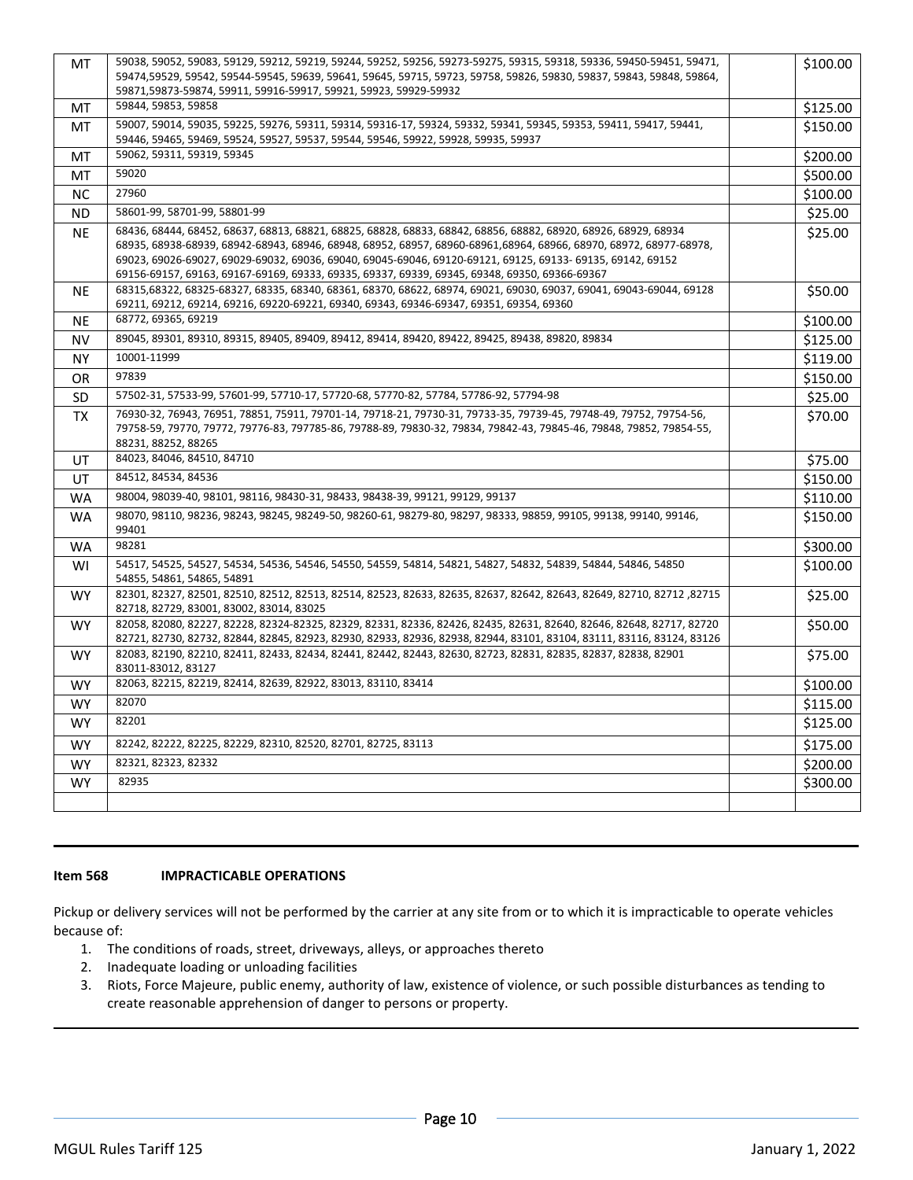| | | | |
|---|---|---|---|
| MT | 59038, 59052, 59083, 59129, 59212, 59219, 59244, 59252, 59256, 59273-59275, 59315, 59318, 59336, 59450-59451, 59471, 59474,59529, 59542, 59544-59545, 59639, 59641, 59645, 59715, 59723, 59758, 59826, 59830, 59837, 59843, 59848, 59864, 59871,59873-59874, 59911, 59916-59917, 59921, 59923, 59929-59932 | | $100.00 |
| MT | 59844, 59853, 59858 | | $125.00 |
| MT | 59007, 59014, 59035, 59225, 59276, 59311, 59314, 59316-17, 59324, 59332, 59341, 59345, 59353, 59411, 59417, 59441, 59446, 59465, 59469, 59524, 59527, 59537, 59544, 59546, 59922, 59928, 59935, 59937 | | $150.00 |
| MT | 59062, 59311, 59319, 59345 | | $200.00 |
| MT | 59020 | | $500.00 |
| NC | 27960 | | $100.00 |
| ND | 58601-99, 58701-99, 58801-99 | | $25.00 |
| NE | 68436, 68444, 68452, 68637, 68813, 68821, 68825, 68828, 68833, 68842, 68856, 68882, 68920, 68926, 68929, 68934 68935, 68938-68939, 68942-68943, 68946, 68948, 68952, 68957, 68960-68961,68964, 68966, 68970, 68972, 68977-68978, 69023, 69026-69027, 69029-69032, 69036, 69040, 69045-69046, 69120-69121, 69125, 69133- 69135, 69142, 69152 69156-69157, 69163, 69167-69169, 69333, 69335, 69337, 69339, 69345, 69348, 69350, 69366-69367 | | $25.00 |
| NE | 68315,68322, 68325-68327, 68335, 68340, 68361, 68370, 68622, 68974, 69021, 69030, 69037, 69041, 69043-69044, 69128 69211, 69212, 69214, 69216, 69220-69221, 69340, 69343, 69346-69347, 69351, 69354, 69360 | | $50.00 |
| NE | 68772, 69365, 69219 | | $100.00 |
| NV | 89045, 89301, 89310, 89315, 89405, 89409, 89412, 89414, 89420, 89422, 89425, 89438, 89820, 89834 | | $125.00 |
| NY | 10001-11999 | | $119.00 |
| OR | 97839 | | $150.00 |
| SD | 57502-31, 57533-99, 57601-99, 57710-17, 57720-68, 57770-82, 57784, 57786-92, 57794-98 | | $25.00 |
| TX | 76930-32, 76943, 76951, 78851, 75911, 79701-14, 79718-21, 79730-31, 79733-35, 79739-45, 79748-49, 79752, 79754-56, 79758-59, 79770, 79772, 79776-83, 797785-86, 79788-89, 79830-32, 79834, 79842-43, 79845-46, 79848, 79852, 79854-55, 88231, 88252, 88265 | | $70.00 |
| UT | 84023, 84046, 84510, 84710 | | $75.00 |
| UT | 84512, 84534, 84536 | | $150.00 |
| WA | 98004, 98039-40, 98101, 98116, 98430-31, 98433, 98438-39, 99121, 99129, 99137 | | $110.00 |
| WA | 98070, 98110, 98236, 98243, 98245, 98249-50, 98260-61, 98279-80, 98297, 98333, 98859, 99105, 99138, 99140, 99146, 99401 | | $150.00 |
| WA | 98281 | | $300.00 |
| WI | 54517, 54525, 54527, 54534, 54536, 54546, 54550, 54559, 54814, 54821, 54827, 54832, 54839, 54844, 54846, 54850 54855, 54861, 54865, 54891 | | $100.00 |
| WY | 82301, 82327, 82501, 82510, 82512, 82513, 82514, 82523, 82633, 82635, 82637, 82642, 82643, 82649, 82710, 82712 ,82715 82718, 82729, 83001, 83002, 83014, 83025 | | $25.00 |
| WY | 82058, 82080, 82227, 82228, 82324-82325, 82329, 82331, 82336, 82426, 82435, 82631, 82640, 82646, 82648, 82717, 82720 82721, 82730, 82732, 82844, 82845, 82923, 82930, 82933, 82936, 82938, 82944, 83101, 83104, 83111, 83116, 83124, 83126 | | $50.00 |
| WY | 82083, 82190, 82210, 82411, 82433, 82434, 82441, 82442, 82443, 82630, 82723, 82831, 82835, 82837, 82838, 82901 83011-83012, 83127 | | $75.00 |
| WY | 82063, 82215, 82219, 82414, 82639, 82922, 83013, 83110, 83414 | | $100.00 |
| WY | 82070 | | $115.00 |
| WY | 82201 | | $125.00 |
| WY | 82242, 82222, 82225, 82229, 82310, 82520, 82701, 82725, 83113 | | $175.00 |
| WY | 82321, 82323, 82332 | | $200.00 |
| WY | 82935 | | $300.00 |
| | | | |

**Item 568 IMPRACTICABLE OPERATIONS**

Pickup or delivery services will not be performed by the carrier at any site from or to which it is impracticable to operate vehicles because of:

1. The conditions of roads, street, driveways, alleys, or approaches thereto
2. Inadequate loading or unloading facilities
3. Riots, Force Majeure, public enemy, authority of law, existence of violence, or such possible disturbances as tending to create reasonable apprehension of danger to persons or property.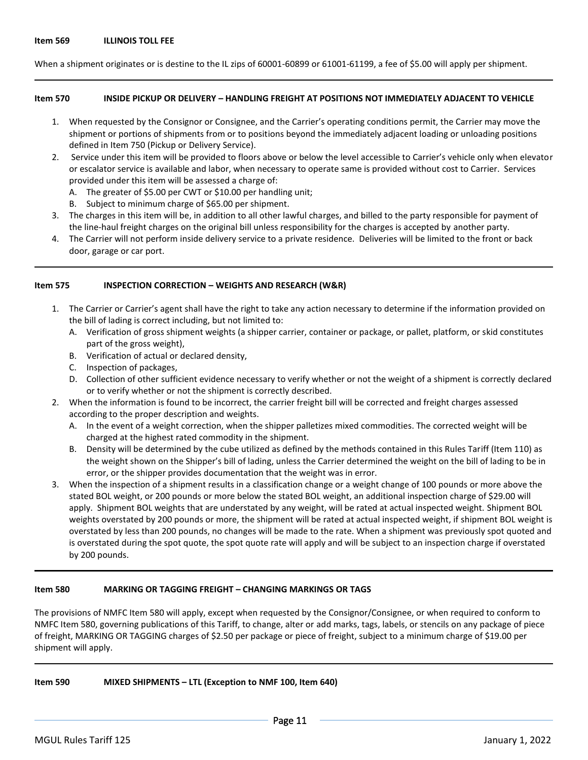**Item 569 ILLINOIS TOLL FEE**

When a shipment originates or is destine to the IL zips of 60001-60899 or 61001-61199, a fee of $5.00 will apply per shipment.

---

**Item 570 INSIDE PICKUP OR DELIVERY – HANDLING FREIGHT AT POSITIONS NOT IMMEDIATELY ADJACENT TO VEHICLE**

1. When requested by the Consignor or Consignee, and the Carrier's operating conditions permit, the Carrier may move the shipment or portions of shipments from or to positions beyond the immediately adjacent loading or unloading positions defined in Item 750 (Pickup or Delivery Service).
2. Service under this item will be provided to floors above or below the level accessible to Carrier's vehicle only when elevator or escalator service is available and labor, when necessary to operate same is provided without cost to Carrier. Services provided under this item will be assessed a charge of:
   A. The greater of $5.00 per CWT or $10.00 per handling unit;
   B. Subject to minimum charge of $65.00 per shipment.
3. The charges in this item will be, in addition to all other lawful charges, and billed to the party responsible for payment of the line-haul freight charges on the original bill unless responsibility for the charges is accepted by another party.
4. The Carrier will not perform inside delivery service to a private residence. Deliveries will be limited to the front or back door, garage or car port.

---

**Item 575 INSPECTION CORRECTION – WEIGHTS AND RESEARCH (W&R)**

1. The Carrier or Carrier's agent shall have the right to take any action necessary to determine if the information provided on the bill of lading is correct including, but not limited to:
   A. Verification of gross shipment weights (a shipper carrier, container or package, or pallet, platform, or skid constitutes part of the gross weight),
   B. Verification of actual or declared density,
   C. Inspection of packages,
   D. Collection of other sufficient evidence necessary to verify whether or not the weight of a shipment is correctly declared or to verify whether or not the shipment is correctly described.
2. When the information is found to be incorrect, the carrier freight bill will be corrected and freight charges assessed according to the proper description and weights.
   A. In the event of a weight correction, when the shipper palletizes mixed commodities. The corrected weight will be charged at the highest rated commodity in the shipment.
   B. Density will be determined by the cube utilized as defined by the methods contained in this Rules Tariff (Item 110) as the weight shown on the Shipper's bill of lading, unless the Carrier determined the weight on the bill of lading to be in error, or the shipper provides documentation that the weight was in error.
3. When the inspection of a shipment results in a classification change or a weight change of 100 pounds or more above the stated BOL weight, or 200 pounds or more below the stated BOL weight, an additional inspection charge of $29.00 will apply. Shipment BOL weights that are understated by any weight, will be rated at actual inspected weight. Shipment BOL weights overstated by 200 pounds or more, the shipment will be rated at actual inspected weight, if shipment BOL weight is overstated by less than 200 pounds, no changes will be made to the rate. When a shipment was previously spot quoted and is overstated during the spot quote, the spot quote rate will apply and will be subject to an inspection charge if overstated by 200 pounds.

---

**Item 580 MARKING OR TAGGING FREIGHT – CHANGING MARKINGS OR TAGS**

The provisions of NMFC Item 580 will apply, except when requested by the Consignor/Consignee, or when required to conform to NMFC Item 580, governing publications of this Tariff, to change, alter or add marks, tags, labels, or stencils on any package of piece of freight, MARKING OR TAGGING charges of $2.50 per package or piece of freight, subject to a minimum charge of $19.00 per shipment will apply.

---

**Item 590 MIXED SHIPMENTS – LTL (Exception to NMF 100, Item 640)**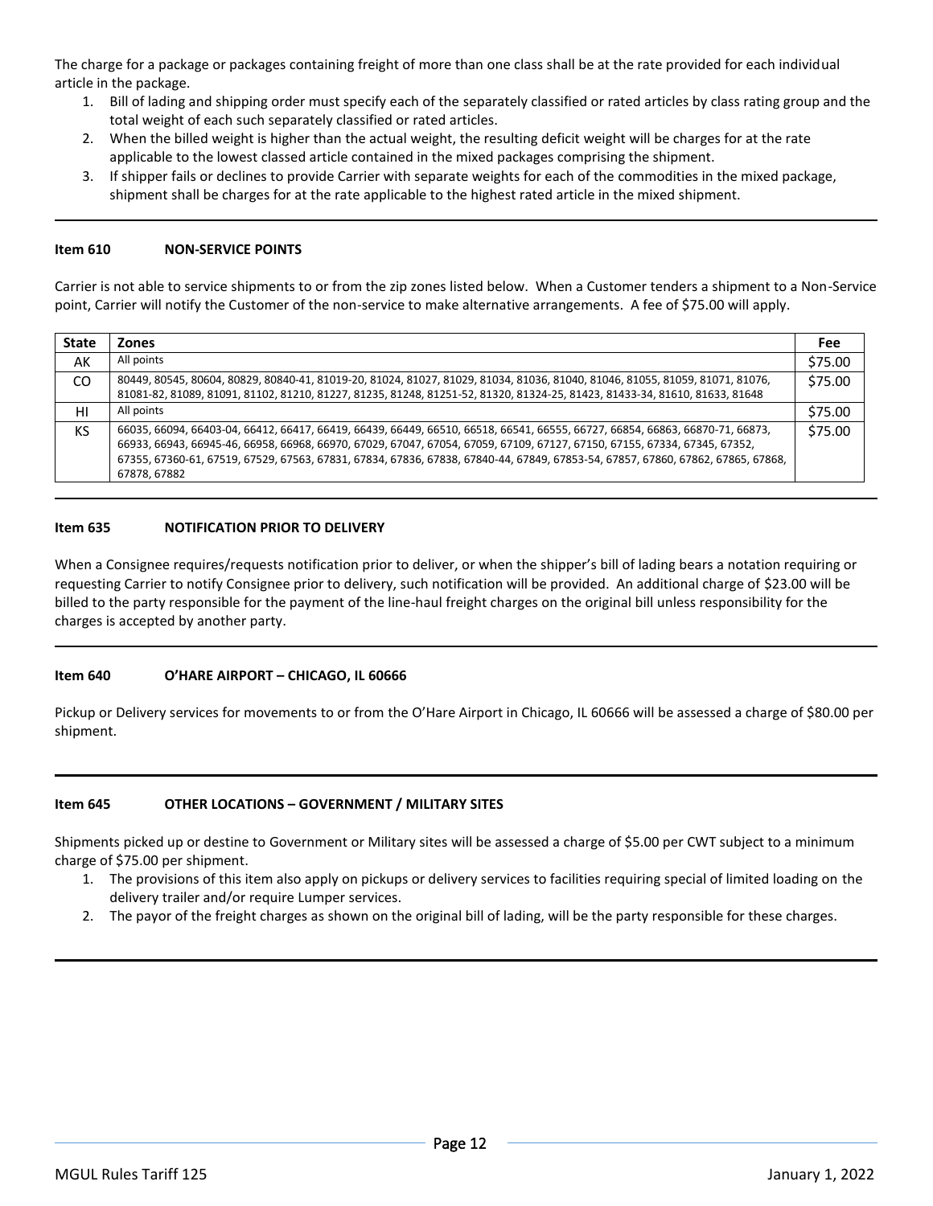The charge for a package or packages containing freight of more than one class shall be at the rate provided for each individual article in the package.

1. Bill of lading and shipping order must specify each of the separately classified or rated articles by class rating group and the total weight of each such separately classified or rated articles.
2. When the billed weight is higher than the actual weight, the resulting deficit weight will be charges for at the rate applicable to the lowest classed article contained in the mixed packages comprising the shipment.
3. If shipper fails or declines to provide Carrier with separate weights for each of the commodities in the mixed package, shipment shall be charges for at the rate applicable to the highest rated article in the mixed shipment.

---

**Item 610 NON-SERVICE POINTS**

Carrier is not able to service shipments to or from the zip zones listed below. When a Customer tenders a shipment to a Non-Service point, Carrier will notify the Customer of the non-service to make alternative arrangements. A fee of $75.00 will apply.

| State | Zones | Fee |
|---|---|---|
| AK | All points | $75.00 |
| CO | 80449, 80545, 80604, 80829, 80840-41, 81019-20, 81024, 81027, 81029, 81034, 81036, 81040, 81046, 81055, 81059, 81071, 81076, 81081-82, 81089, 81091, 81102, 81210, 81227, 81235, 81248, 81251-52, 81320, 81324-25, 81423, 81433-34, 81610, 81633, 81648 | $75.00 |
| HI | All points | $75.00 |
| KS | 66035, 66094, 66403-04, 66412, 66417, 66419, 66439, 66449, 66510, 66518, 66541, 66555, 66727, 66854, 66863, 66870-71, 66873, 66933, 66943, 66945-46, 66958, 66968, 66970, 67029, 67047, 67054, 67059, 67109, 67127, 67150, 67155, 67334, 67345, 67352, 67355, 67360-61, 67519, 67529, 67563, 67831, 67834, 67836, 67838, 67840-44, 67849, 67853-54, 67857, 67860, 67862, 67865, 67868, 67878, 67882 | $75.00 |

---

**Item 635 NOTIFICATION PRIOR TO DELIVERY**

When a Consignee requires/requests notification prior to deliver, or when the shipper's bill of lading bears a notation requiring or requesting Carrier to notify Consignee prior to delivery, such notification will be provided. An additional charge of $23.00 will be billed to the party responsible for the payment of the line-haul freight charges on the original bill unless responsibility for the charges is accepted by another party.

---

**Item 640 O'HARE AIRPORT – CHICAGO, IL 60666**

Pickup or Delivery services for movements to or from the O'Hare Airport in Chicago, IL 60666 will be assessed a charge of $80.00 per shipment.

---

**Item 645 OTHER LOCATIONS – GOVERNMENT / MILITARY SITES**

Shipments picked up or destine to Government or Military sites will be assessed a charge of $5.00 per CWT subject to a minimum charge of $75.00 per shipment.

1. The provisions of this item also apply on pickups or delivery services to facilities requiring special of limited loading on the delivery trailer and/or require Lumper services.
2. The payor of the freight charges as shown on the original bill of lading, will be the party responsible for these charges.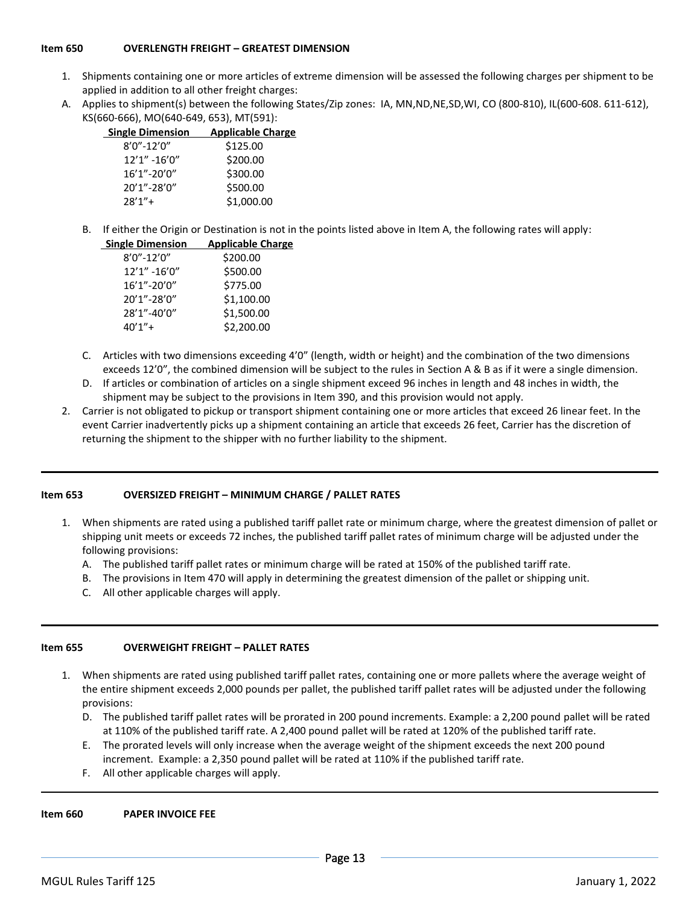**Item 650 OVERLENGTH FREIGHT – GREATEST DIMENSION**

1. Shipments containing one or more articles of extreme dimension will be assessed the following charges per shipment to be applied in addition to all other freight charges:

A. Applies to shipment(s) between the following States/Zip zones: IA, MN,ND,NE,SD,WI, CO (800-810), IL(600-608. 611-612), KS(660-666), MO(640-649, 653), MT(591):

| Single Dimension | Applicable Charge |
|---|---|
| 8'0"-12'0" | $125.00 |
| 12'1" -16'0" | $200.00 |
| 16'1"-20'0" | $300.00 |
| 20'1"-28'0" | $500.00 |
| 28'1"+ | $1,000.00 |

B. If either the Origin or Destination is not in the points listed above in Item A, the following rates will apply:

| Single Dimension | Applicable Charge |
|---|---|
| 8'0"-12'0" | $200.00 |
| 12'1" -16'0" | $500.00 |
| 16'1"-20'0" | $775.00 |
| 20'1"-28'0" | $1,100.00 |
| 28'1"-40'0" | $1,500.00 |
| 40'1"+ | $2,200.00 |

C. Articles with two dimensions exceeding 4'0" (length, width or height) and the combination of the two dimensions exceeds 12'0", the combined dimension will be subject to the rules in Section A & B as if it were a single dimension.

D. If articles or combination of articles on a single shipment exceed 96 inches in length and 48 inches in width, the shipment may be subject to the provisions in Item 390, and this provision would not apply.

2. Carrier is not obligated to pickup or transport shipment containing one or more articles that exceed 26 linear feet. In the event Carrier inadvertently picks up a shipment containing an article that exceeds 26 feet, Carrier has the discretion of returning the shipment to the shipper with no further liability to the shipment.

---

**Item 653 OVERSIZED FREIGHT – MINIMUM CHARGE / PALLET RATES**

1. When shipments are rated using a published tariff pallet rate or minimum charge, where the greatest dimension of pallet or shipping unit meets or exceeds 72 inches, the published tariff pallet rates of minimum charge will be adjusted under the following provisions:
   A. The published tariff pallet rates or minimum charge will be rated at 150% of the published tariff rate.
   B. The provisions in Item 470 will apply in determining the greatest dimension of the pallet or shipping unit.
   C. All other applicable charges will apply.

---

**Item 655 OVERWEIGHT FREIGHT – PALLET RATES**

1. When shipments are rated using published tariff pallet rates, containing one or more pallets where the average weight of the entire shipment exceeds 2,000 pounds per pallet, the published tariff pallet rates will be adjusted under the following provisions:
   D. The published tariff pallet rates will be prorated in 200 pound increments. Example: a 2,200 pound pallet will be rated at 110% of the published tariff rate. A 2,400 pound pallet will be rated at 120% of the published tariff rate.
   E. The prorated levels will only increase when the average weight of the shipment exceeds the next 200 pound increment. Example: a 2,350 pound pallet will be rated at 110% if the published tariff rate.
   F. All other applicable charges will apply.

---

**Item 660 PAPER INVOICE FEE**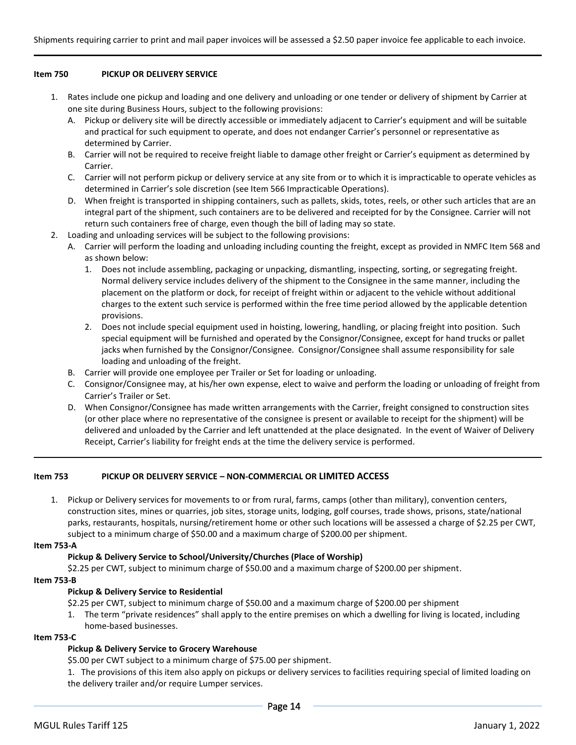Shipments requiring carrier to print and mail paper invoices will be assessed a $2.50 paper invoice fee applicable to each invoice.

---

**Item 750 PICKUP OR DELIVERY SERVICE**

1. Rates include one pickup and loading and one delivery and unloading or one tender or delivery of shipment by Carrier at one site during Business Hours, subject to the following provisions:
   A. Pickup or delivery site will be directly accessible or immediately adjacent to Carrier's equipment and will be suitable and practical for such equipment to operate, and does not endanger Carrier's personnel or representative as determined by Carrier.
   B. Carrier will not be required to receive freight liable to damage other freight or Carrier's equipment as determined by Carrier.
   C. Carrier will not perform pickup or delivery service at any site from or to which it is impracticable to operate vehicles as determined in Carrier's sole discretion (see Item 566 Impracticable Operations).
   D. When freight is transported in shipping containers, such as pallets, skids, totes, reels, or other such articles that are an integral part of the shipment, such containers are to be delivered and receipted for by the Consignee. Carrier will not return such containers free of charge, even though the bill of lading may so state.
2. Loading and unloading services will be subject to the following provisions:
   A. Carrier will perform the loading and unloading including counting the freight, except as provided in NMFC Item 568 and as shown below:
      1. Does not include assembling, packaging or unpacking, dismantling, inspecting, sorting, or segregating freight. Normal delivery service includes delivery of the shipment to the Consignee in the same manner, including the placement on the platform or dock, for receipt of freight within or adjacent to the vehicle without additional charges to the extent such service is performed within the free time period allowed by the applicable detention provisions.
      2. Does not include special equipment used in hoisting, lowering, handling, or placing freight into position. Such special equipment will be furnished and operated by the Consignor/Consignee, except for hand trucks or pallet jacks when furnished by the Consignor/Consignee. Consignor/Consignee shall assume responsibility for sale loading and unloading of the freight.
   B. Carrier will provide one employee per Trailer or Set for loading or unloading.
   C. Consignor/Consignee may, at his/her own expense, elect to waive and perform the loading or unloading of freight from Carrier's Trailer or Set.
   D. When Consignor/Consignee has made written arrangements with the Carrier, freight consigned to construction sites (or other place where no representative of the consignee is present or available to receipt for the shipment) will be delivered and unloaded by the Carrier and left unattended at the place designated. In the event of Waiver of Delivery Receipt, Carrier's liability for freight ends at the time the delivery service is performed.

---

**Item 753 PICKUP OR DELIVERY SERVICE – NON-COMMERCIAL OR LIMITED ACCESS**

1. Pickup or Delivery services for movements to or from rural, farms, camps (other than military), convention centers, construction sites, mines or quarries, job sites, storage units, lodging, golf courses, trade shows, prisons, state/national parks, restaurants, hospitals, nursing/retirement home or other such locations will be assessed a charge of $2.25 per CWT, subject to a minimum charge of $50.00 and a maximum charge of $200.00 per shipment.

**Item 753-A**

**Pickup & Delivery Service to School/University/Churches (Place of Worship)**

$2.25 per CWT, subject to minimum charge of $50.00 and a maximum charge of $200.00 per shipment.

**Item 753-B**

**Pickup & Delivery Service to Residential**

$2.25 per CWT, subject to minimum charge of $50.00 and a maximum charge of $200.00 per shipment

1. The term "private residences" shall apply to the entire premises on which a dwelling for living is located, including home-based businesses.

**Item 753-C**

**Pickup & Delivery Service to Grocery Warehouse**

$5.00 per CWT subject to a minimum charge of $75.00 per shipment.

1. The provisions of this item also apply on pickups or delivery services to facilities requiring special of limited loading on the delivery trailer and/or require Lumper services.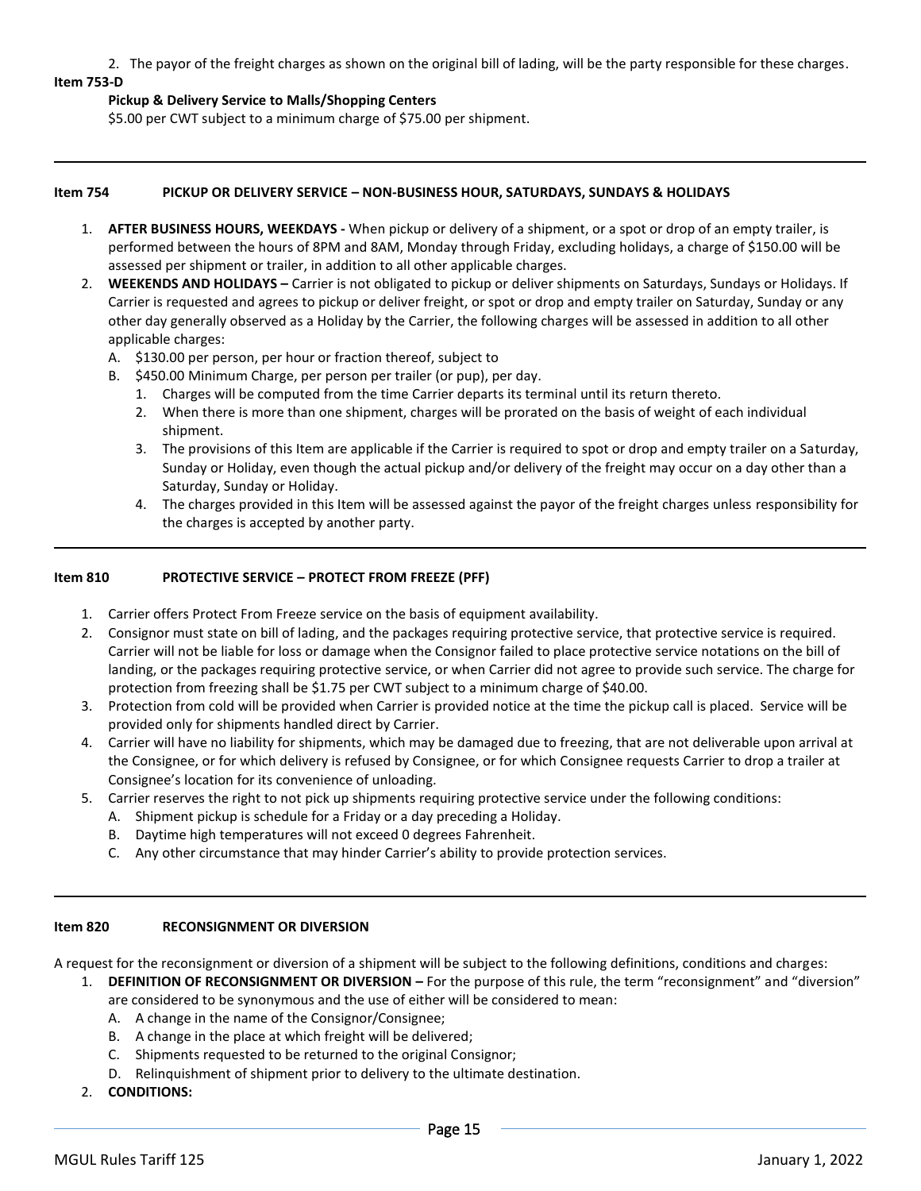2. The payor of the freight charges as shown on the original bill of lading, will be the party responsible for these charges.

**Item 753-D**

**Pickup & Delivery Service to Malls/Shopping Centers**

$5.00 per CWT subject to a minimum charge of $75.00 per shipment.

---

**Item 754 PICKUP OR DELIVERY SERVICE – NON-BUSINESS HOUR, SATURDAYS, SUNDAYS & HOLIDAYS**

1. **AFTER BUSINESS HOURS, WEEKDAYS -** When pickup or delivery of a shipment, or a spot or drop of an empty trailer, is performed between the hours of 8PM and 8AM, Monday through Friday, excluding holidays, a charge of $150.00 will be assessed per shipment or trailer, in addition to all other applicable charges.
2. **WEEKENDS AND HOLIDAYS –** Carrier is not obligated to pickup or deliver shipments on Saturdays, Sundays or Holidays. If Carrier is requested and agrees to pickup or deliver freight, or spot or drop and empty trailer on Saturday, Sunday or any other day generally observed as a Holiday by the Carrier, the following charges will be assessed in addition to all other applicable charges:
   - A. $130.00 per person, per hour or fraction thereof, subject to
   - B. $450.00 Minimum Charge, per person per trailer (or pup), per day.
     1. Charges will be computed from the time Carrier departs its terminal until its return thereto.
     2. When there is more than one shipment, charges will be prorated on the basis of weight of each individual shipment.
     3. The provisions of this Item are applicable if the Carrier is required to spot or drop and empty trailer on a Saturday, Sunday or Holiday, even though the actual pickup and/or delivery of the freight may occur on a day other than a Saturday, Sunday or Holiday.
     4. The charges provided in this Item will be assessed against the payor of the freight charges unless responsibility for the charges is accepted by another party.

---

**Item 810 PROTECTIVE SERVICE – PROTECT FROM FREEZE (PFF)**

1. Carrier offers Protect From Freeze service on the basis of equipment availability.
2. Consignor must state on bill of lading, and the packages requiring protective service, that protective service is required. Carrier will not be liable for loss or damage when the Consignor failed to place protective service notations on the bill of landing, or the packages requiring protective service, or when Carrier did not agree to provide such service. The charge for protection from freezing shall be $1.75 per CWT subject to a minimum charge of $40.00.
3. Protection from cold will be provided when Carrier is provided notice at the time the pickup call is placed. Service will be provided only for shipments handled direct by Carrier.
4. Carrier will have no liability for shipments, which may be damaged due to freezing, that are not deliverable upon arrival at the Consignee, or for which delivery is refused by Consignee, or for which Consignee requests Carrier to drop a trailer at Consignee's location for its convenience of unloading.
5. Carrier reserves the right to not pick up shipments requiring protective service under the following conditions:
   - A. Shipment pickup is schedule for a Friday or a day preceding a Holiday.
   - B. Daytime high temperatures will not exceed 0 degrees Fahrenheit.
   - C. Any other circumstance that may hinder Carrier's ability to provide protection services.

---

**Item 820 RECONSIGNMENT OR DIVERSION**

A request for the reconsignment or diversion of a shipment will be subject to the following definitions, conditions and charges:

1. **DEFINITION OF RECONSIGNMENT OR DIVERSION –** For the purpose of this rule, the term "reconsignment" and "diversion" are considered to be synonymous and the use of either will be considered to mean:
   - A. A change in the name of the Consignor/Consignee;
   - B. A change in the place at which freight will be delivered;
   - C. Shipments requested to be returned to the original Consignor;
   - D. Relinquishment of shipment prior to delivery to the ultimate destination.
2. **CONDITIONS:**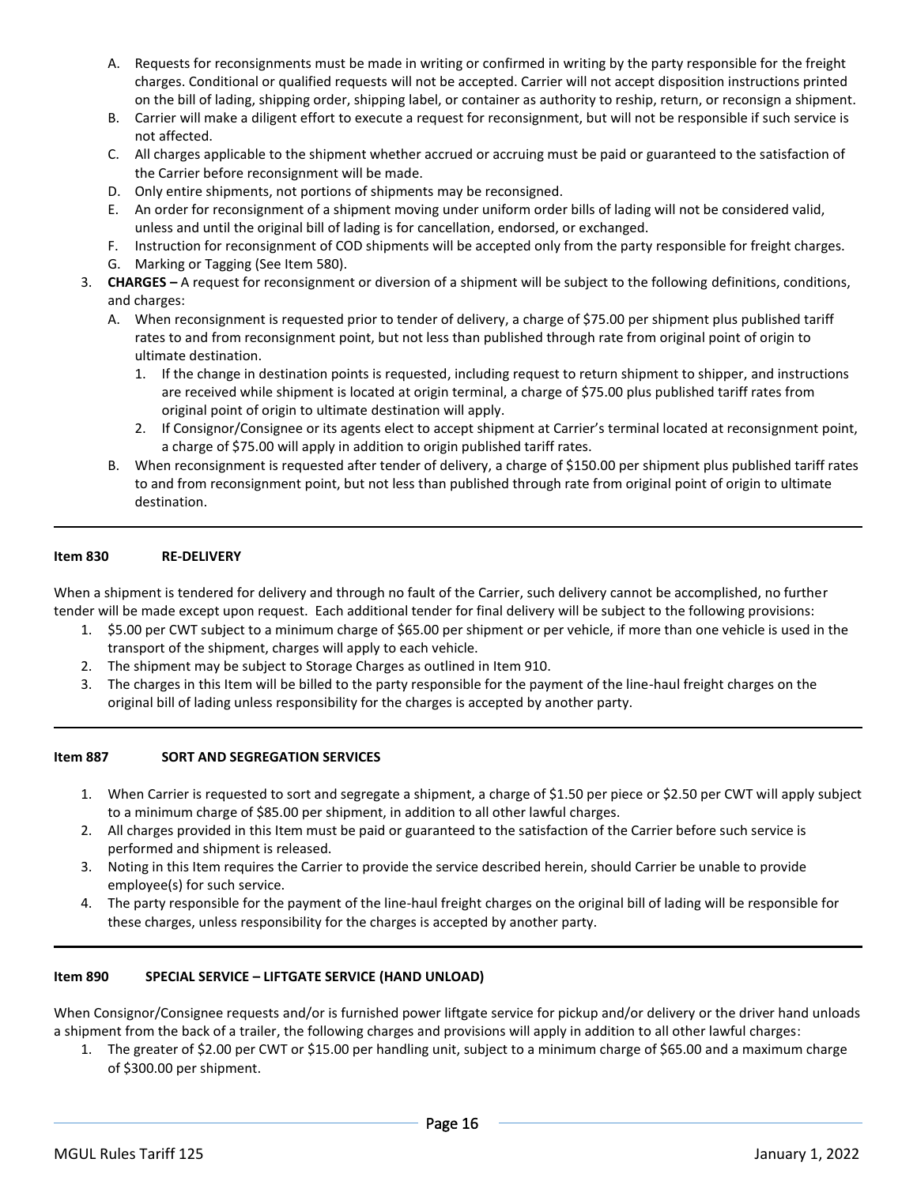A. Requests for reconsignments must be made in writing or confirmed in writing by the party responsible for the freight charges. Conditional or qualified requests will not be accepted. Carrier will not accept disposition instructions printed on the bill of lading, shipping order, shipping label, or container as authority to reship, return, or reconsign a shipment.
B. Carrier will make a diligent effort to execute a request for reconsignment, but will not be responsible if such service is not affected.
C. All charges applicable to the shipment whether accrued or accruing must be paid or guaranteed to the satisfaction of the Carrier before reconsignment will be made.
D. Only entire shipments, not portions of shipments may be reconsigned.
E. An order for reconsignment of a shipment moving under uniform order bills of lading will not be considered valid, unless and until the original bill of lading is for cancellation, endorsed, or exchanged.
F. Instruction for reconsignment of COD shipments will be accepted only from the party responsible for freight charges.
G. Marking or Tagging (See Item 580).

3. **CHARGES –** A request for reconsignment or diversion of a shipment will be subject to the following definitions, conditions, and charges:
   A. When reconsignment is requested prior to tender of delivery, a charge of $75.00 per shipment plus published tariff rates to and from reconsignment point, but not less than published through rate from original point of origin to ultimate destination.
      1. If the change in destination points is requested, including request to return shipment to shipper, and instructions are received while shipment is located at origin terminal, a charge of $75.00 plus published tariff rates from original point of origin to ultimate destination will apply.
      2. If Consignor/Consignee or its agents elect to accept shipment at Carrier's terminal located at reconsignment point, a charge of $75.00 will apply in addition to origin published tariff rates.
   B. When reconsignment is requested after tender of delivery, a charge of $150.00 per shipment plus published tariff rates to and from reconsignment point, but not less than published through rate from original point of origin to ultimate destination.

---

**Item 830 RE-DELIVERY**

When a shipment is tendered for delivery and through no fault of the Carrier, such delivery cannot be accomplished, no further tender will be made except upon request. Each additional tender for final delivery will be subject to the following provisions:

1. $5.00 per CWT subject to a minimum charge of $65.00 per shipment or per vehicle, if more than one vehicle is used in the transport of the shipment, charges will apply to each vehicle.
2. The shipment may be subject to Storage Charges as outlined in Item 910.
3. The charges in this Item will be billed to the party responsible for the payment of the line-haul freight charges on the original bill of lading unless responsibility for the charges is accepted by another party.

---

**Item 887 SORT AND SEGREGATION SERVICES**

1. When Carrier is requested to sort and segregate a shipment, a charge of $1.50 per piece or $2.50 per CWT will apply subject to a minimum charge of $85.00 per shipment, in addition to all other lawful charges.
2. All charges provided in this Item must be paid or guaranteed to the satisfaction of the Carrier before such service is performed and shipment is released.
3. Noting in this Item requires the Carrier to provide the service described herein, should Carrier be unable to provide employee(s) for such service.
4. The party responsible for the payment of the line-haul freight charges on the original bill of lading will be responsible for these charges, unless responsibility for the charges is accepted by another party.

---

**Item 890 SPECIAL SERVICE – LIFTGATE SERVICE (HAND UNLOAD)**

When Consignor/Consignee requests and/or is furnished power liftgate service for pickup and/or delivery or the driver hand unloads a shipment from the back of a trailer, the following charges and provisions will apply in addition to all other lawful charges:

1. The greater of $2.00 per CWT or $15.00 per handling unit, subject to a minimum charge of $65.00 and a maximum charge of $300.00 per shipment.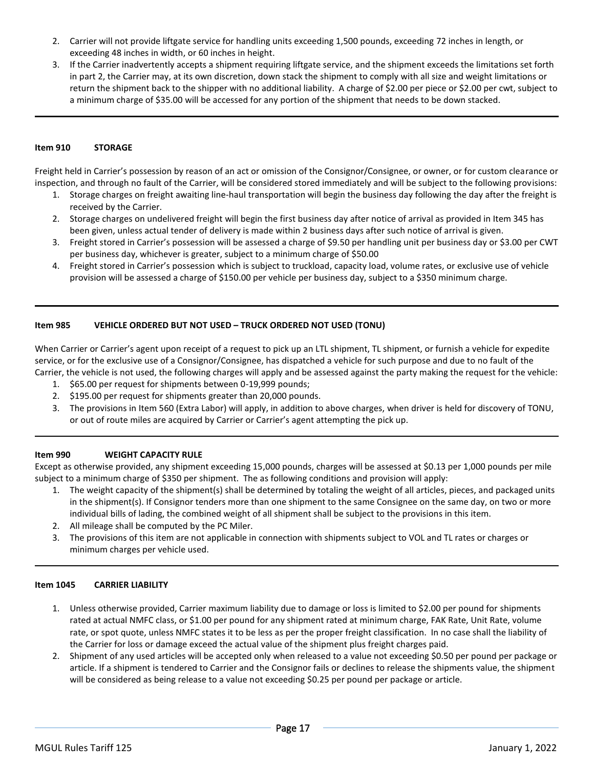2. Carrier will not provide liftgate service for handling units exceeding 1,500 pounds, exceeding 72 inches in length, or exceeding 48 inches in width, or 60 inches in height.
3. If the Carrier inadvertently accepts a shipment requiring liftgate service, and the shipment exceeds the limitations set forth in part 2, the Carrier may, at its own discretion, down stack the shipment to comply with all size and weight limitations or return the shipment back to the shipper with no additional liability. A charge of $2.00 per piece or $2.00 per cwt, subject to a minimum charge of $35.00 will be accessed for any portion of the shipment that needs to be down stacked.

---

**Item 910 STORAGE**

Freight held in Carrier's possession by reason of an act or omission of the Consignor/Consignee, or owner, or for custom clearance or inspection, and through no fault of the Carrier, will be considered stored immediately and will be subject to the following provisions:

1. Storage charges on freight awaiting line-haul transportation will begin the business day following the day after the freight is received by the Carrier.
2. Storage charges on undelivered freight will begin the first business day after notice of arrival as provided in Item 345 has been given, unless actual tender of delivery is made within 2 business days after such notice of arrival is given.
3. Freight stored in Carrier's possession will be assessed a charge of $9.50 per handling unit per business day or $3.00 per CWT per business day, whichever is greater, subject to a minimum charge of $50.00
4. Freight stored in Carrier's possession which is subject to truckload, capacity load, volume rates, or exclusive use of vehicle provision will be assessed a charge of $150.00 per vehicle per business day, subject to a $350 minimum charge.

---

**Item 985 VEHICLE ORDERED BUT NOT USED – TRUCK ORDERED NOT USED (TONU)**

When Carrier or Carrier's agent upon receipt of a request to pick up an LTL shipment, TL shipment, or furnish a vehicle for expedite service, or for the exclusive use of a Consignor/Consignee, has dispatched a vehicle for such purpose and due to no fault of the Carrier, the vehicle is not used, the following charges will apply and be assessed against the party making the request for the vehicle:

1. $65.00 per request for shipments between 0-19,999 pounds;
2. $195.00 per request for shipments greater than 20,000 pounds.
3. The provisions in Item 560 (Extra Labor) will apply, in addition to above charges, when driver is held for discovery of TONU, or out of route miles are acquired by Carrier or Carrier's agent attempting the pick up.

---

**Item 990 WEIGHT CAPACITY RULE**

Except as otherwise provided, any shipment exceeding 15,000 pounds, charges will be assessed at $0.13 per 1,000 pounds per mile subject to a minimum charge of $350 per shipment. The as following conditions and provision will apply:

1. The weight capacity of the shipment(s) shall be determined by totaling the weight of all articles, pieces, and packaged units in the shipment(s). If Consignor tenders more than one shipment to the same Consignee on the same day, on two or more individual bills of lading, the combined weight of all shipment shall be subject to the provisions in this item.
2. All mileage shall be computed by the PC Miler.
3. The provisions of this item are not applicable in connection with shipments subject to VOL and TL rates or charges or minimum charges per vehicle used.

---

**Item 1045 CARRIER LIABILITY**

1. Unless otherwise provided, Carrier maximum liability due to damage or loss is limited to $2.00 per pound for shipments rated at actual NMFC class, or $1.00 per pound for any shipment rated at minimum charge, FAK Rate, Unit Rate, volume rate, or spot quote, unless NMFC states it to be less as per the proper freight classification. In no case shall the liability of the Carrier for loss or damage exceed the actual value of the shipment plus freight charges paid.
2. Shipment of any used articles will be accepted only when released to a value not exceeding $0.50 per pound per package or article. If a shipment is tendered to Carrier and the Consignor fails or declines to release the shipments value, the shipment will be considered as being release to a value not exceeding $0.25 per pound per package or article.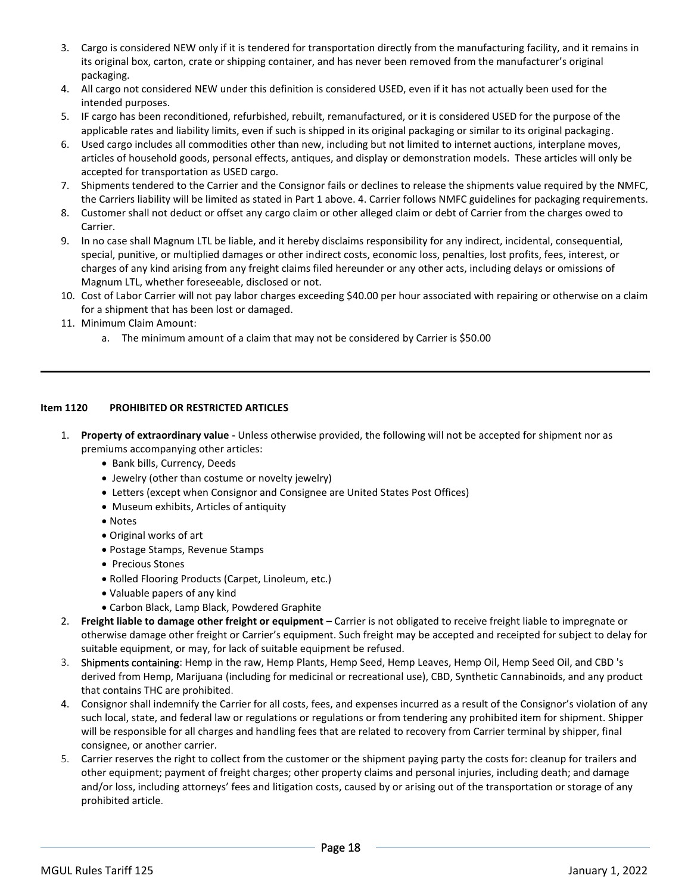3. Cargo is considered NEW only if it is tendered for transportation directly from the manufacturing facility, and it remains in its original box, carton, crate or shipping container, and has never been removed from the manufacturer's original packaging.
4. All cargo not considered NEW under this definition is considered USED, even if it has not actually been used for the intended purposes.
5. IF cargo has been reconditioned, refurbished, rebuilt, remanufactured, or it is considered USED for the purpose of the applicable rates and liability limits, even if such is shipped in its original packaging or similar to its original packaging.
6. Used cargo includes all commodities other than new, including but not limited to internet auctions, interplane moves, articles of household goods, personal effects, antiques, and display or demonstration models. These articles will only be accepted for transportation as USED cargo.
7. Shipments tendered to the Carrier and the Consignor fails or declines to release the shipments value required by the NMFC, the Carriers liability will be limited as stated in Part 1 above. 4. Carrier follows NMFC guidelines for packaging requirements.
8. Customer shall not deduct or offset any cargo claim or other alleged claim or debt of Carrier from the charges owed to Carrier.
9. In no case shall Magnum LTL be liable, and it hereby disclaims responsibility for any indirect, incidental, consequential, special, punitive, or multiplied damages or other indirect costs, economic loss, penalties, lost profits, fees, interest, or charges of any kind arising from any freight claims filed hereunder or any other acts, including delays or omissions of Magnum LTL, whether foreseeable, disclosed or not.
10. Cost of Labor Carrier will not pay labor charges exceeding $40.00 per hour associated with repairing or otherwise on a claim for a shipment that has been lost or damaged.
11. Minimum Claim Amount:
    a. The minimum amount of a claim that may not be considered by Carrier is $50.00

---

**Item 1120 PROHIBITED OR RESTRICTED ARTICLES**

1. **Property of extraordinary value -** Unless otherwise provided, the following will not be accepted for shipment nor as premiums accompanying other articles:
    - Bank bills, Currency, Deeds
    - Jewelry (other than costume or novelty jewelry)
    - Letters (except when Consignor and Consignee are United States Post Offices)
    - Museum exhibits, Articles of antiquity
    - Notes
    - Original works of art
    - Postage Stamps, Revenue Stamps
    - Precious Stones
    - Rolled Flooring Products (Carpet, Linoleum, etc.)
    - Valuable papers of any kind
    - Carbon Black, Lamp Black, Powdered Graphite
2. **Freight liable to damage other freight or equipment –** Carrier is not obligated to receive freight liable to impregnate or otherwise damage other freight or Carrier's equipment. Such freight may be accepted and receipted for subject to delay for suitable equipment, or may, for lack of suitable equipment be refused.
3. Shipments containing: Hemp in the raw, Hemp Plants, Hemp Seed, Hemp Leaves, Hemp Oil, Hemp Seed Oil, and CBD 's derived from Hemp, Marijuana (including for medicinal or recreational use), CBD, Synthetic Cannabinoids, and any product that contains THC are prohibited.
4. Consignor shall indemnify the Carrier for all costs, fees, and expenses incurred as a result of the Consignor's violation of any such local, state, and federal law or regulations or regulations or from tendering any prohibited item for shipment. Shipper will be responsible for all charges and handling fees that are related to recovery from Carrier terminal by shipper, final consignee, or another carrier.
5. Carrier reserves the right to collect from the customer or the shipment paying party the costs for: cleanup for trailers and other equipment; payment of freight charges; other property claims and personal injuries, including death; and damage and/or loss, including attorneys' fees and litigation costs, caused by or arising out of the transportation or storage of any prohibited article.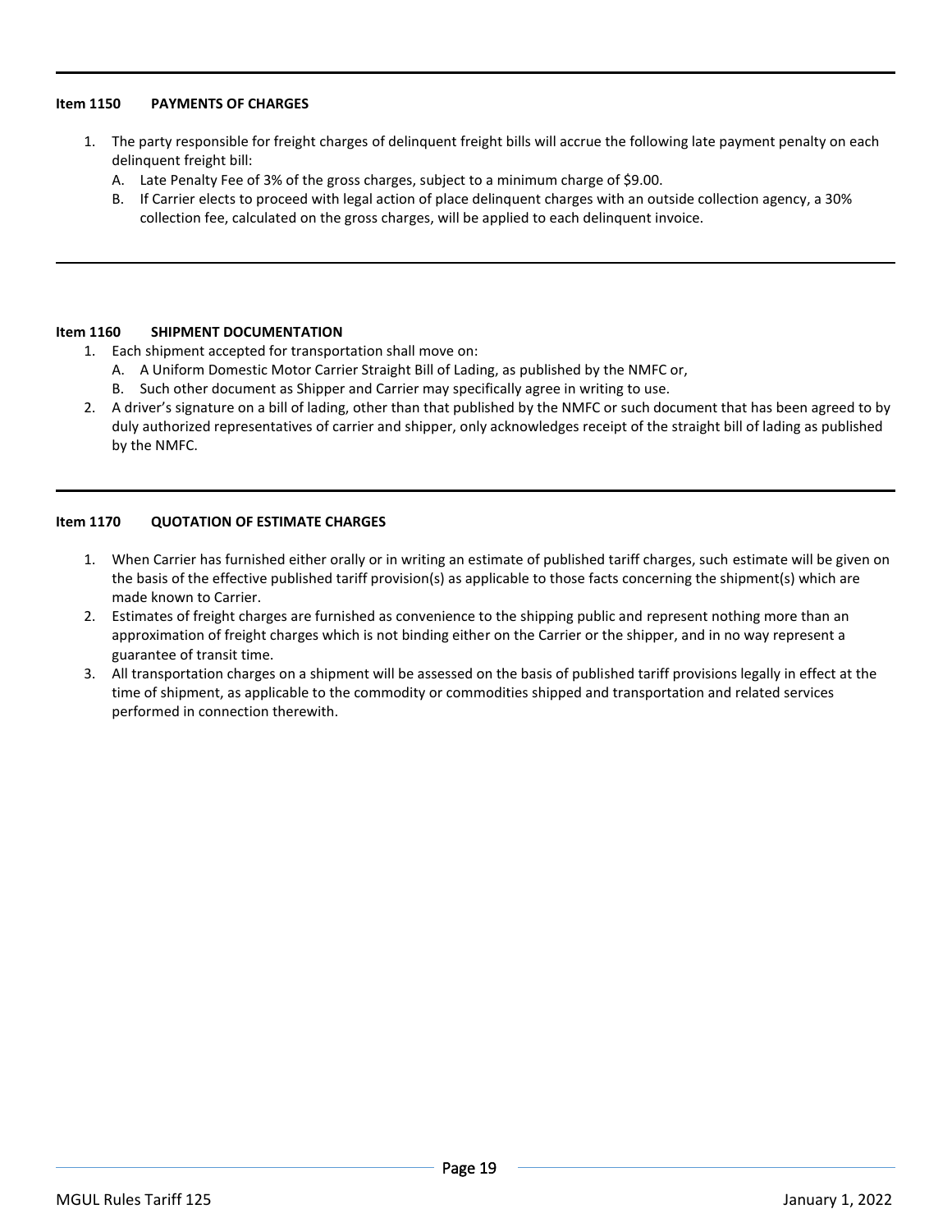**Item 1150 PAYMENTS OF CHARGES**

1. The party responsible for freight charges of delinquent freight bills will accrue the following late payment penalty on each delinquent freight bill:
   A. Late Penalty Fee of 3% of the gross charges, subject to a minimum charge of $9.00.
   B. If Carrier elects to proceed with legal action of place delinquent charges with an outside collection agency, a 30% collection fee, calculated on the gross charges, will be applied to each delinquent invoice.

**Item 1160 SHIPMENT DOCUMENTATION**

1. Each shipment accepted for transportation shall move on:
   A. A Uniform Domestic Motor Carrier Straight Bill of Lading, as published by the NMFC or,
   B. Such other document as Shipper and Carrier may specifically agree in writing to use.
2. A driver's signature on a bill of lading, other than that published by the NMFC or such document that has been agreed to by duly authorized representatives of carrier and shipper, only acknowledges receipt of the straight bill of lading as published by the NMFC.

**Item 1170 QUOTATION OF ESTIMATE CHARGES**

1. When Carrier has furnished either orally or in writing an estimate of published tariff charges, such estimate will be given on the basis of the effective published tariff provision(s) as applicable to those facts concerning the shipment(s) which are made known to Carrier.
2. Estimates of freight charges are furnished as convenience to the shipping public and represent nothing more than an approximation of freight charges which is not binding either on the Carrier or the shipper, and in no way represent a guarantee of transit time.
3. All transportation charges on a shipment will be assessed on the basis of published tariff provisions legally in effect at the time of shipment, as applicable to the commodity or commodities shipped and transportation and related services performed in connection therewith.